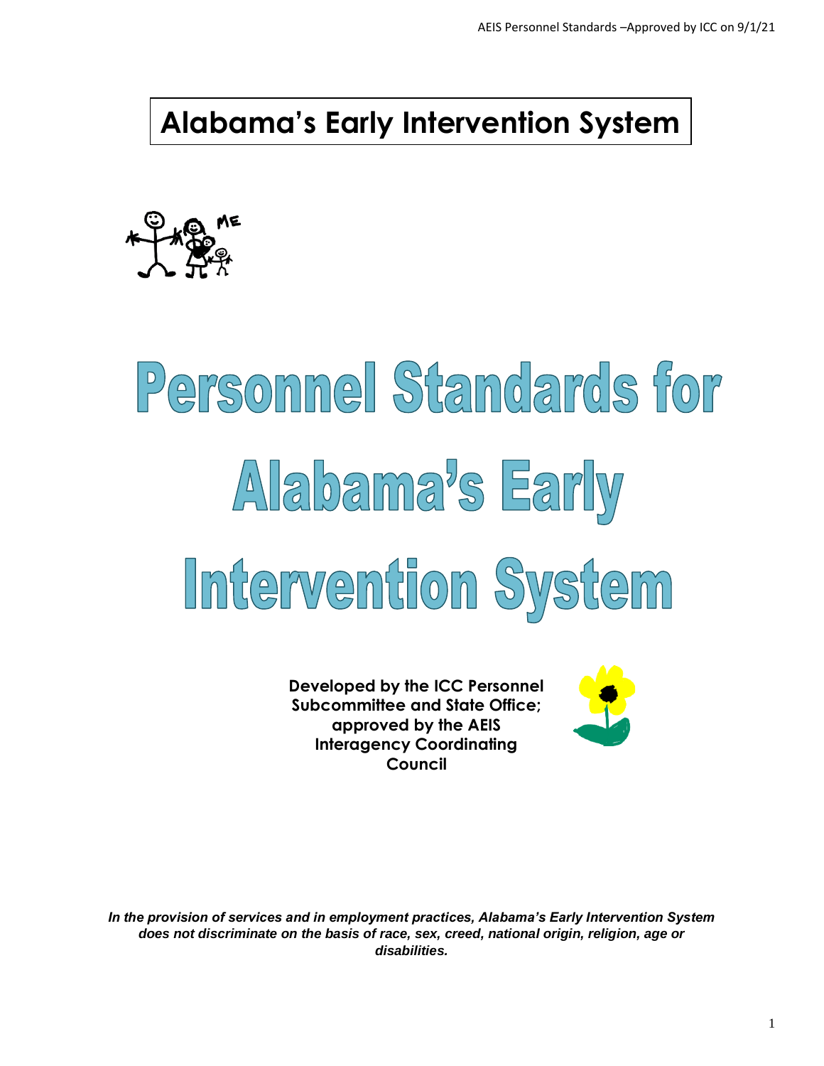# Alabama's Early Intervention System

# Personnel Standards for Alabama's Early Intervention System

**Developed by the ICC Personnel Subcommittee and State Office; approved by the AEIS Interagency Coordinating Council**

***In the provision of services and in employment practices, Alabama's Early Intervention System does not discriminate on the basis of race, sex, creed, national origin, religion, age or disabilities.***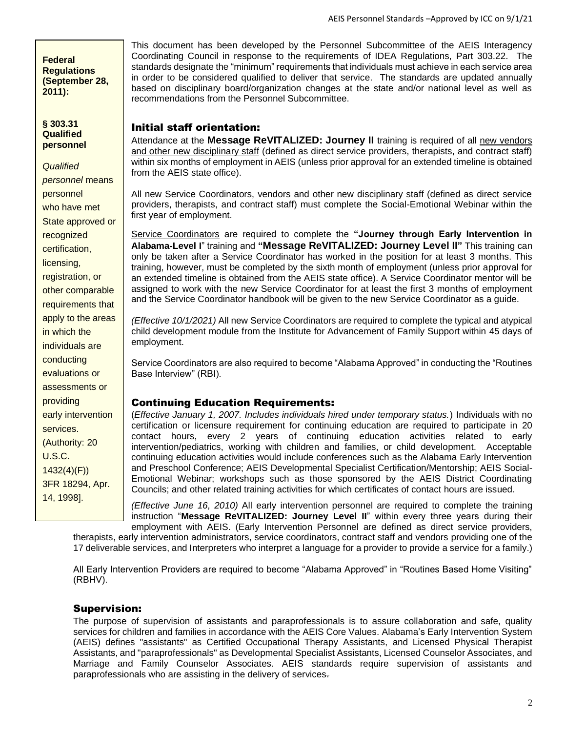**Federal Regulations (September 28, 2011):**

**§ 303.31 Qualified personnel**

*Qualified personnel* means personnel who have met State approved or recognized certification, licensing, registration, or other comparable requirements that apply to the areas in which the individuals are conducting evaluations or assessments or providing early intervention services. (Authority: 20 U.S.C. 1432(4)(F)) 3FR 18294, Apr. 14, 1998].

This document has been developed by the Personnel Subcommittee of the AEIS Interagency Coordinating Council in response to the requirements of IDEA Regulations, Part 303.22. The standards designate the "minimum" requirements that individuals must achieve in each service area in order to be considered qualified to deliver that service. The standards are updated annually based on disciplinary board/organization changes at the state and/or national level as well as recommendations from the Personnel Subcommittee.

## Initial staff orientation:

Attendance at the **Message ReVITALIZED: Journey II** training is required of all new vendors and other new disciplinary staff (defined as direct service providers, therapists, and contract staff) within six months of employment in AEIS (unless prior approval for an extended timeline is obtained from the AEIS state office).

All new Service Coordinators, vendors and other new disciplinary staff (defined as direct service providers, therapists, and contract staff) must complete the Social-Emotional Webinar within the first year of employment.

Service Coordinators are required to complete the **"Journey through Early Intervention in Alabama-Level I"** training and **"Message ReVITALIZED: Journey Level II"** This training can only be taken after a Service Coordinator has worked in the position for at least 3 months. This training, however, must be completed by the sixth month of employment (unless prior approval for an extended timeline is obtained from the AEIS state office). A Service Coordinator mentor will be assigned to work with the new Service Coordinator for at least the first 3 months of employment and the Service Coordinator handbook will be given to the new Service Coordinator as a guide.

*(Effective 10/1/2021)* All new Service Coordinators are required to complete the typical and atypical child development module from the Institute for Advancement of Family Support within 45 days of employment.

Service Coordinators are also required to become "Alabama Approved" in conducting the "Routines Base Interview" (RBI).

## Continuing Education Requirements:

(*Effective January 1, 2007. Includes individuals hired under temporary status.*) Individuals with no certification or licensure requirement for continuing education are required to participate in 20 contact hours, every 2 years of continuing education activities related to early intervention/pediatrics, working with children and families, or child development. Acceptable continuing education activities would include conferences such as the Alabama Early Intervention and Preschool Conference; AEIS Developmental Specialist Certification/Mentorship; AEIS Social-Emotional Webinar; workshops such as those sponsored by the AEIS District Coordinating Councils; and other related training activities for which certificates of contact hours are issued.

*(Effective June 16, 2010)* All early intervention personnel are required to complete the training instruction "**Message ReVITALIZED: Journey Level II**" within every three years during their employment with AEIS. (Early Intervention Personnel are defined as direct service providers, therapists, early intervention administrators, service coordinators, contract staff and vendors providing one of the 17 deliverable services, and Interpreters who interpret a language for a provider to provide a service for a family.)

All Early Intervention Providers are required to become "Alabama Approved" in "Routines Based Home Visiting" (RBHV).

## Supervision:

The purpose of supervision of assistants and paraprofessionals is to assure collaboration and safe, quality services for children and families in accordance with the AEIS Core Values. Alabama's Early Intervention System (AEIS) defines "assistants" as Certified Occupational Therapy Assistants, and Licensed Physical Therapist Assistants, and "paraprofessionals" as Developmental Specialist Assistants, Licensed Counselor Associates, and Marriage and Family Counselor Associates. AEIS standards require supervision of assistants and paraprofessionals who are assisting in the delivery of services.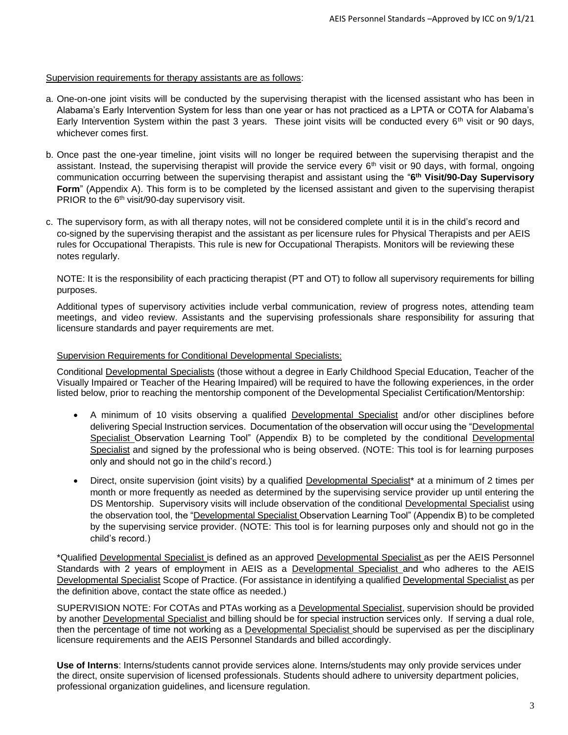Supervision requirements for therapy assistants are as follows:

a. One-on-one joint visits will be conducted by the supervising therapist with the licensed assistant who has been in Alabama's Early Intervention System for less than one year or has not practiced as a LPTA or COTA for Alabama's Early Intervention System within the past 3 years. These joint visits will be conducted every 6th visit or 90 days, whichever comes first.

b. Once past the one-year timeline, joint visits will no longer be required between the supervising therapist and the assistant. Instead, the supervising therapist will provide the service every 6th visit or 90 days, with formal, ongoing communication occurring between the supervising therapist and assistant using the "**6th Visit/90-Day Supervisory Form**" (Appendix A). This form is to be completed by the licensed assistant and given to the supervising therapist PRIOR to the 6th visit/90-day supervisory visit.

c. The supervisory form, as with all therapy notes, will not be considered complete until it is in the child's record and co-signed by the supervising therapist and the assistant as per licensure rules for Physical Therapists and per AEIS rules for Occupational Therapists. This rule is new for Occupational Therapists. Monitors will be reviewing these notes regularly.

NOTE: It is the responsibility of each practicing therapist (PT and OT) to follow all supervisory requirements for billing purposes.

Additional types of supervisory activities include verbal communication, review of progress notes, attending team meetings, and video review. Assistants and the supervising professionals share responsibility for assuring that licensure standards and payer requirements are met.

Supervision Requirements for Conditional Developmental Specialists:

Conditional Developmental Specialists (those without a degree in Early Childhood Special Education, Teacher of the Visually Impaired or Teacher of the Hearing Impaired) will be required to have the following experiences, in the order listed below, prior to reaching the mentorship component of the Developmental Specialist Certification/Mentorship:

- A minimum of 10 visits observing a qualified Developmental Specialist and/or other disciplines before delivering Special Instruction services. Documentation of the observation will occur using the "Developmental Specialist Observation Learning Tool" (Appendix B) to be completed by the conditional Developmental Specialist and signed by the professional who is being observed. (NOTE: This tool is for learning purposes only and should not go in the child's record.)
- Direct, onsite supervision (joint visits) by a qualified Developmental Specialist* at a minimum of 2 times per month or more frequently as needed as determined by the supervising service provider up until entering the DS Mentorship. Supervisory visits will include observation of the conditional Developmental Specialist using the observation tool, the "Developmental Specialist Observation Learning Tool" (Appendix B) to be completed by the supervising service provider. (NOTE: This tool is for learning purposes only and should not go in the child's record.)

*Qualified Developmental Specialist is defined as an approved Developmental Specialist as per the AEIS Personnel Standards with 2 years of employment in AEIS as a Developmental Specialist and who adheres to the AEIS Developmental Specialist Scope of Practice. (For assistance in identifying a qualified Developmental Specialist as per the definition above, contact the state office as needed.)

SUPERVISION NOTE: For COTAs and PTAs working as a Developmental Specialist, supervision should be provided by another Developmental Specialist and billing should be for special instruction services only. If serving a dual role, then the percentage of time not working as a Developmental Specialist should be supervised as per the disciplinary licensure requirements and the AEIS Personnel Standards and billed accordingly.

**Use of Interns**: Interns/students cannot provide services alone. Interns/students may only provide services under the direct, onsite supervision of licensed professionals. Students should adhere to university department policies, professional organization guidelines, and licensure regulation.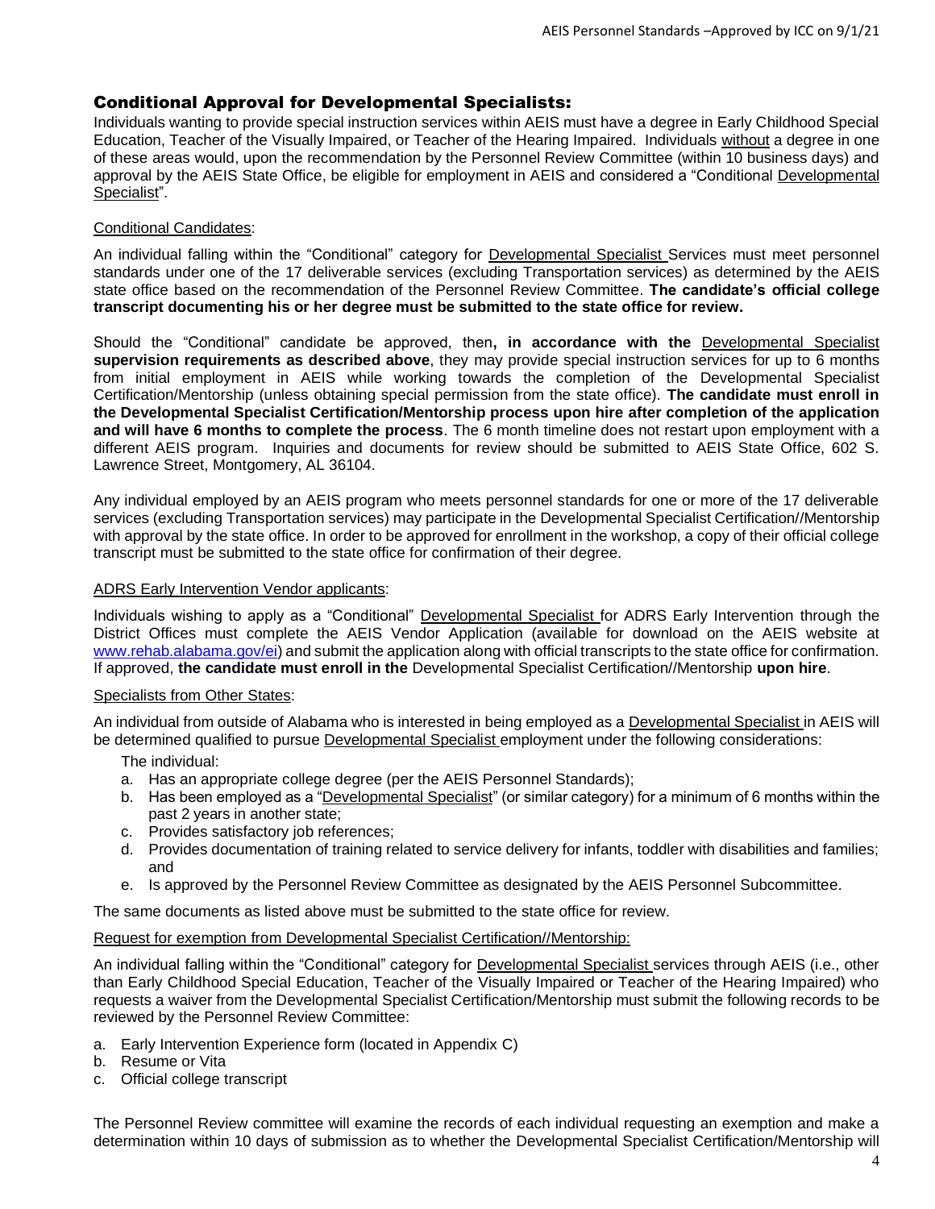## Conditional Approval for Developmental Specialists:

Individuals wanting to provide special instruction services within AEIS must have a degree in Early Childhood Special Education, Teacher of the Visually Impaired, or Teacher of the Hearing Impaired. Individuals without a degree in one of these areas would, upon the recommendation by the Personnel Review Committee (within 10 business days) and approval by the AEIS State Office, be eligible for employment in AEIS and considered a "Conditional Developmental Specialist".

Conditional Candidates:

An individual falling within the "Conditional" category for Developmental Specialist Services must meet personnel standards under one of the 17 deliverable services (excluding Transportation services) as determined by the AEIS state office based on the recommendation of the Personnel Review Committee. **The candidate's official college transcript documenting his or her degree must be submitted to the state office for review.**

Should the "Conditional" candidate be approved, then**, in accordance with the** Developmental Specialist **supervision requirements as described above**, they may provide special instruction services for up to 6 months from initial employment in AEIS while working towards the completion of the Developmental Specialist Certification/Mentorship (unless obtaining special permission from the state office). **The candidate must enroll in the Developmental Specialist Certification/Mentorship process upon hire after completion of the application and will have 6 months to complete the process**. The 6 month timeline does not restart upon employment with a different AEIS program. Inquiries and documents for review should be submitted to AEIS State Office, 602 S. Lawrence Street, Montgomery, AL 36104.

Any individual employed by an AEIS program who meets personnel standards for one or more of the 17 deliverable services (excluding Transportation services) may participate in the Developmental Specialist Certification//Mentorship with approval by the state office. In order to be approved for enrollment in the workshop, a copy of their official college transcript must be submitted to the state office for confirmation of their degree.

ADRS Early Intervention Vendor applicants:

Individuals wishing to apply as a "Conditional" Developmental Specialist for ADRS Early Intervention through the District Offices must complete the AEIS Vendor Application (available for download on the AEIS website at www.rehab.alabama.gov/ei) and submit the application along with official transcripts to the state office for confirmation. If approved, **the candidate must enroll in the** Developmental Specialist Certification//Mentorship **upon hire**.

Specialists from Other States:

An individual from outside of Alabama who is interested in being employed as a Developmental Specialist in AEIS will be determined qualified to pursue Developmental Specialist employment under the following considerations:

The individual:

a. Has an appropriate college degree (per the AEIS Personnel Standards);
b. Has been employed as a "Developmental Specialist" (or similar category) for a minimum of 6 months within the past 2 years in another state;
c. Provides satisfactory job references;
d. Provides documentation of training related to service delivery for infants, toddler with disabilities and families; and
e. Is approved by the Personnel Review Committee as designated by the AEIS Personnel Subcommittee.

The same documents as listed above must be submitted to the state office for review.

Request for exemption from Developmental Specialist Certification//Mentorship:

An individual falling within the "Conditional" category for Developmental Specialist services through AEIS (i.e., other than Early Childhood Special Education, Teacher of the Visually Impaired or Teacher of the Hearing Impaired) who requests a waiver from the Developmental Specialist Certification/Mentorship must submit the following records to be reviewed by the Personnel Review Committee:

a. Early Intervention Experience form (located in Appendix C)
b. Resume or Vita
c. Official college transcript

The Personnel Review committee will examine the records of each individual requesting an exemption and make a determination within 10 days of submission as to whether the Developmental Specialist Certification/Mentorship will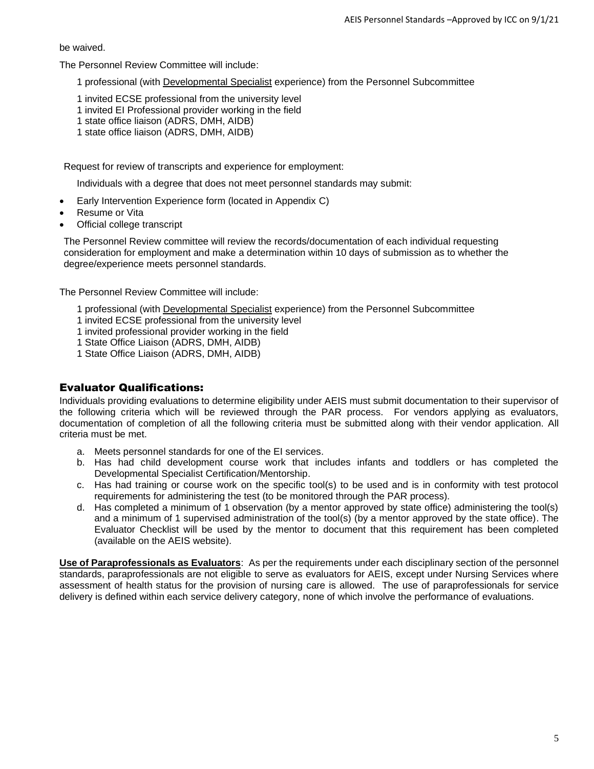be waived.

The Personnel Review Committee will include:

1 professional (with Developmental Specialist experience) from the Personnel Subcommittee

1 invited ECSE professional from the university level
1 invited EI Professional provider working in the field
1 state office liaison (ADRS, DMH, AIDB)
1 state office liaison (ADRS, DMH, AIDB)

Request for review of transcripts and experience for employment:

Individuals with a degree that does not meet personnel standards may submit:

- Early Intervention Experience form (located in Appendix C)
- Resume or Vita
- Official college transcript

The Personnel Review committee will review the records/documentation of each individual requesting consideration for employment and make a determination within 10 days of submission as to whether the degree/experience meets personnel standards.

The Personnel Review Committee will include:

1 professional (with Developmental Specialist experience) from the Personnel Subcommittee
1 invited ECSE professional from the university level
1 invited professional provider working in the field
1 State Office Liaison (ADRS, DMH, AIDB)
1 State Office Liaison (ADRS, DMH, AIDB)

## Evaluator Qualifications:

Individuals providing evaluations to determine eligibility under AEIS must submit documentation to their supervisor of the following criteria which will be reviewed through the PAR process. For vendors applying as evaluators, documentation of completion of all the following criteria must be submitted along with their vendor application. All criteria must be met.

a. Meets personnel standards for one of the EI services.
b. Has had child development course work that includes infants and toddlers or has completed the Developmental Specialist Certification/Mentorship.
c. Has had training or course work on the specific tool(s) to be used and is in conformity with test protocol requirements for administering the test (to be monitored through the PAR process).
d. Has completed a minimum of 1 observation (by a mentor approved by state office) administering the tool(s) and a minimum of 1 supervised administration of the tool(s) (by a mentor approved by the state office). The Evaluator Checklist will be used by the mentor to document that this requirement has been completed (available on the AEIS website).

**Use of Paraprofessionals as Evaluators**: As per the requirements under each disciplinary section of the personnel standards, paraprofessionals are not eligible to serve as evaluators for AEIS, except under Nursing Services where assessment of health status for the provision of nursing care is allowed. The use of paraprofessionals for service delivery is defined within each service delivery category, none of which involve the performance of evaluations.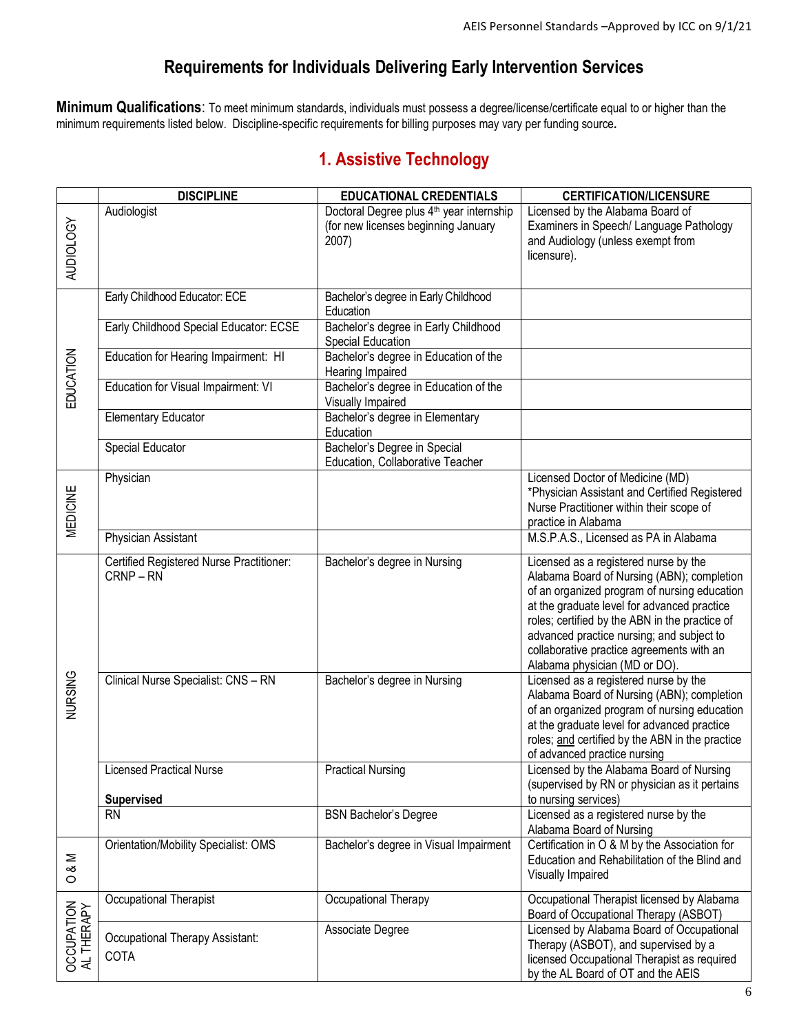# Requirements for Individuals Delivering Early Intervention Services

**Minimum Qualifications**: To meet minimum standards, individuals must possess a degree/license/certificate equal to or higher than the minimum requirements listed below. Discipline-specific requirements for billing purposes may vary per funding source.

## 1. Assistive Technology

| | DISCIPLINE | EDUCATIONAL CREDENTIALS | CERTIFICATION/LICENSURE |
|---|---|---|---|
| AUDIOLOGY | Audiologist | Doctoral Degree plus 4th year internship (for new licenses beginning January 2007) | Licensed by the Alabama Board of Examiners in Speech/ Language Pathology and Audiology (unless exempt from licensure). |
| EDUCATION | Early Childhood Educator: ECE | Bachelor's degree in Early Childhood Education | |
| | Early Childhood Special Educator: ECSE | Bachelor's degree in Early Childhood Special Education | |
| | Education for Hearing Impairment: HI | Bachelor's degree in Education of the Hearing Impaired | |
| | Education for Visual Impairment: VI | Bachelor's degree in Education of the Visually Impaired | |
| | Elementary Educator | Bachelor's degree in Elementary Education | |
| | Special Educator | Bachelor's Degree in Special Education, Collaborative Teacher | |
| MEDICINE | Physician | | Licensed Doctor of Medicine (MD) *Physician Assistant and Certified Registered Nurse Practitioner within their scope of practice in Alabama |
| | Physician Assistant | | M.S.P.A.S., Licensed as PA in Alabama |
| NURSING | Certified Registered Nurse Practitioner: CRNP – RN | Bachelor's degree in Nursing | Licensed as a registered nurse by the Alabama Board of Nursing (ABN); completion of an organized program of nursing education at the graduate level for advanced practice roles; certified by the ABN in the practice of advanced practice nursing; and subject to collaborative practice agreements with an Alabama physician (MD or DO). |
| | Clinical Nurse Specialist: CNS – RN | Bachelor's degree in Nursing | Licensed as a registered nurse by the Alabama Board of Nursing (ABN); completion of an organized program of nursing education at the graduate level for advanced practice roles; and certified by the ABN in the practice of advanced practice nursing |
| | Licensed Practical Nurse **Supervised** | Practical Nursing | Licensed by the Alabama Board of Nursing (supervised by RN or physician as it pertains to nursing services) |
| | RN | BSN Bachelor's Degree | Licensed as a registered nurse by the Alabama Board of Nursing |
| O & M | Orientation/Mobility Specialist: OMS | Bachelor's degree in Visual Impairment | Certification in O & M by the Association for Education and Rehabilitation of the Blind and Visually Impaired |
| OCCUPATIONAL THERAPY | Occupational Therapist | Occupational Therapy | Occupational Therapist licensed by Alabama Board of Occupational Therapy (ASBOT) |
| | Occupational Therapy Assistant: COTA | Associate Degree | Licensed by Alabama Board of Occupational Therapy (ASBOT), and supervised by a licensed Occupational Therapist as required by the AL Board of OT and the AEIS |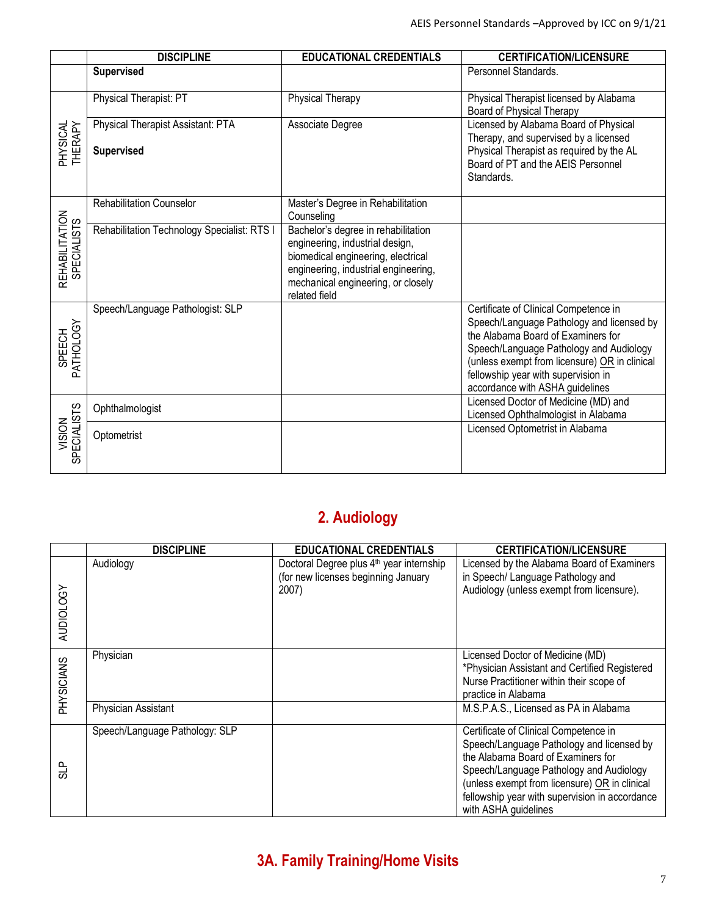| | DISCIPLINE | EDUCATIONAL CREDENTIALS | CERTIFICATION/LICENSURE |
|---|---|---|---|
| | **Supervised** | | Personnel Standards. |
| PHYSICAL THERAPY | Physical Therapist: PT | Physical Therapy | Physical Therapist licensed by Alabama Board of Physical Therapy |
| | Physical Therapist Assistant: PTA<br><br>**Supervised** | Associate Degree | Licensed by Alabama Board of Physical Therapy, and supervised by a licensed Physical Therapist as required by the AL Board of PT and the AEIS Personnel Standards. |
| REHABILITATION SPECIALISTS | Rehabilitation Counselor | Master's Degree in Rehabilitation Counseling | |
| | Rehabilitation Technology Specialist: RTS I | Bachelor's degree in rehabilitation engineering, industrial design, biomedical engineering, electrical engineering, industrial engineering, mechanical engineering, or closely related field | |
| SPEECH PATHOLOGY | Speech/Language Pathologist: SLP | | Certificate of Clinical Competence in Speech/Language Pathology and licensed by the Alabama Board of Examiners for Speech/Language Pathology and Audiology (unless exempt from licensure) OR in clinical fellowship year with supervision in accordance with ASHA guidelines |
| VISION SPECIALISTS | Ophthalmologist | | Licensed Doctor of Medicine (MD) and Licensed Ophthalmologist in Alabama |
| | Optometrist | | Licensed Optometrist in Alabama |

## 2. Audiology

| | DISCIPLINE | EDUCATIONAL CREDENTIALS | CERTIFICATION/LICENSURE |
|---|---|---|---|
| AUDIOLOGY | Audiology | Doctoral Degree plus 4th year internship (for new licenses beginning January 2007) | Licensed by the Alabama Board of Examiners in Speech/ Language Pathology and Audiology (unless exempt from licensure). |
| PHYSICIANS | Physician | | Licensed Doctor of Medicine (MD)<br>*Physician Assistant and Certified Registered Nurse Practitioner within their scope of practice in Alabama |
| | Physician Assistant | | M.S.P.A.S., Licensed as PA in Alabama |
| SLP | Speech/Language Pathology: SLP | | Certificate of Clinical Competence in Speech/Language Pathology and licensed by the Alabama Board of Examiners for Speech/Language Pathology and Audiology (unless exempt from licensure) OR in clinical fellowship year with supervision in accordance with ASHA guidelines |

## 3A. Family Training/Home Visits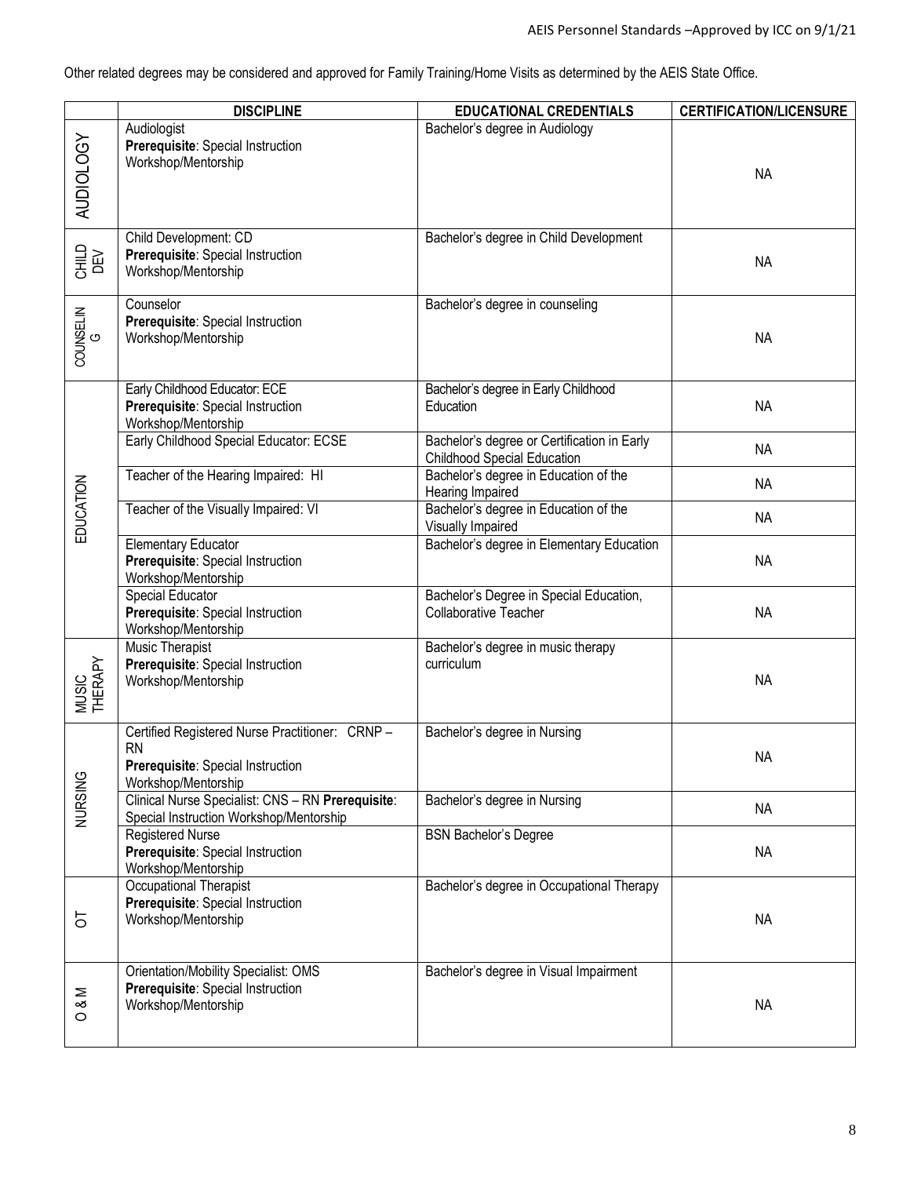Other related degrees may be considered and approved for Family Training/Home Visits as determined by the AEIS State Office.

| | DISCIPLINE | EDUCATIONAL CREDENTIALS | CERTIFICATION/LICENSURE |
|---|---|---|---|
| AUDIOLOGY | Audiologist **Prerequisite**: Special Instruction Workshop/Mentorship | Bachelor's degree in Audiology | NA |
| CHILD DEV | Child Development: CD **Prerequisite**: Special Instruction Workshop/Mentorship | Bachelor's degree in Child Development | NA |
| COUNSELING | Counselor **Prerequisite**: Special Instruction Workshop/Mentorship | Bachelor's degree in counseling | NA |
| EDUCATION | Early Childhood Educator: ECE **Prerequisite**: Special Instruction Workshop/Mentorship | Bachelor's degree in Early Childhood Education | NA |
| | Early Childhood Special Educator: ECSE | Bachelor's degree or Certification in Early Childhood Special Education | NA |
| | Teacher of the Hearing Impaired: HI | Bachelor's degree in Education of the Hearing Impaired | NA |
| | Teacher of the Visually Impaired: VI | Bachelor's degree in Education of the Visually Impaired | NA |
| | Elementary Educator **Prerequisite**: Special Instruction Workshop/Mentorship | Bachelor's degree in Elementary Education | NA |
| | Special Educator **Prerequisite**: Special Instruction Workshop/Mentorship | Bachelor's Degree in Special Education, Collaborative Teacher | NA |
| MUSIC THERAPY | Music Therapist **Prerequisite**: Special Instruction Workshop/Mentorship | Bachelor's degree in music therapy curriculum | NA |
| NURSING | Certified Registered Nurse Practitioner: CRNP – RN **Prerequisite**: Special Instruction Workshop/Mentorship | Bachelor's degree in Nursing | NA |
| | Clinical Nurse Specialist: CNS – RN **Prerequisite**: Special Instruction Workshop/Mentorship | Bachelor's degree in Nursing | NA |
| | Registered Nurse **Prerequisite**: Special Instruction Workshop/Mentorship | BSN Bachelor's Degree | NA |
| OT | Occupational Therapist **Prerequisite**: Special Instruction Workshop/Mentorship | Bachelor's degree in Occupational Therapy | NA |
| O & M | Orientation/Mobility Specialist: OMS **Prerequisite**: Special Instruction Workshop/Mentorship | Bachelor's degree in Visual Impairment | NA |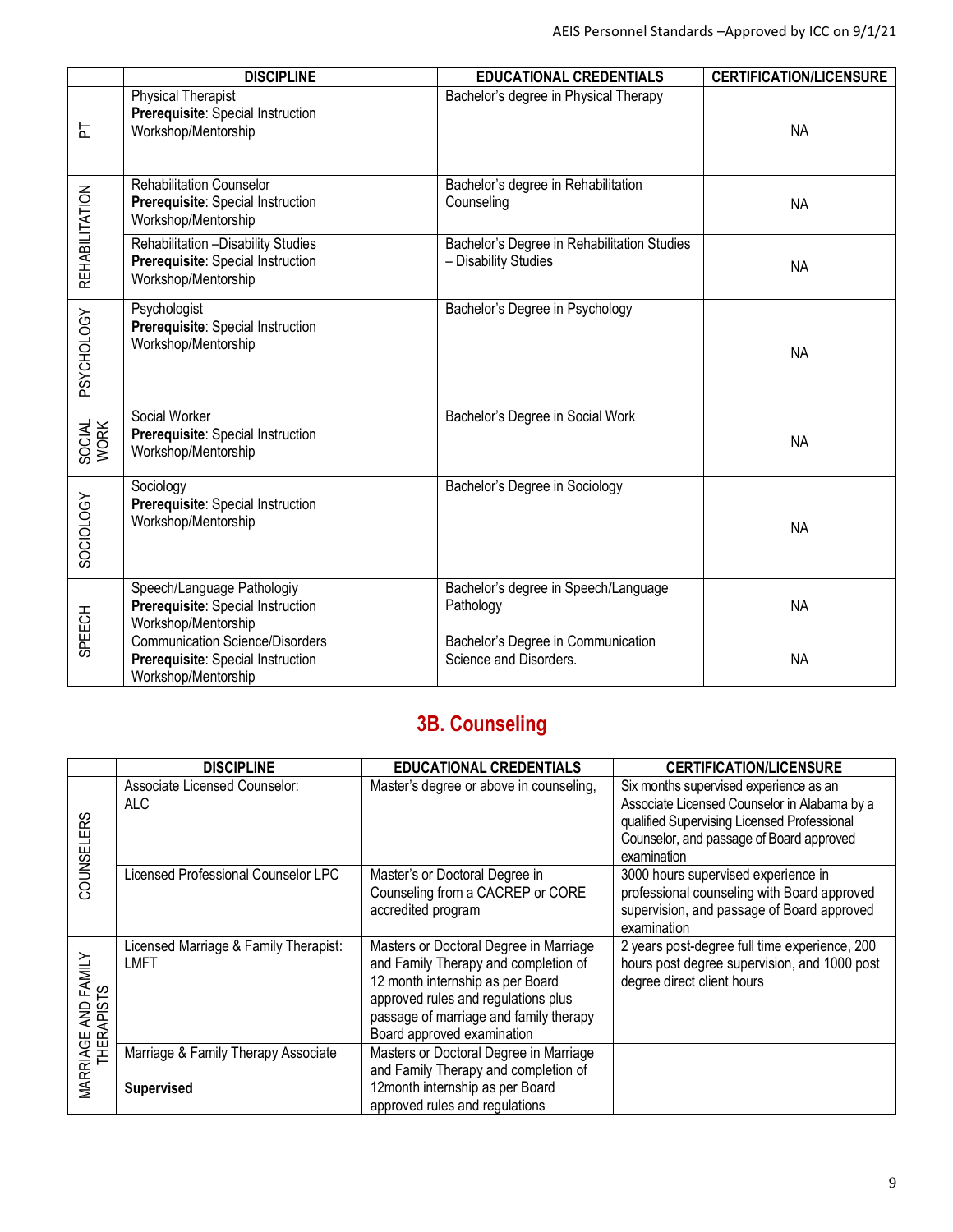| | DISCIPLINE | EDUCATIONAL CREDENTIALS | CERTIFICATION/LICENSURE |
|---|---|---|---|
| PT | Physical Therapist **Prerequisite**: Special Instruction Workshop/Mentorship | Bachelor's degree in Physical Therapy | NA |
| REHABILITATION | Rehabilitation Counselor **Prerequisite**: Special Instruction Workshop/Mentorship | Bachelor's degree in Rehabilitation Counseling | NA |
| | Rehabilitation –Disability Studies **Prerequisite**: Special Instruction Workshop/Mentorship | Bachelor's Degree in Rehabilitation Studies – Disability Studies | NA |
| PSYCHOLOGY | Psychologist **Prerequisite**: Special Instruction Workshop/Mentorship | Bachelor's Degree in Psychology | NA |
| SOCIAL WORK | Social Worker **Prerequisite**: Special Instruction Workshop/Mentorship | Bachelor's Degree in Social Work | NA |
| SOCIOLOGY | Sociology **Prerequisite**: Special Instruction Workshop/Mentorship | Bachelor's Degree in Sociology | NA |
| SPEECH | Speech/Language Pathologiy **Prerequisite**: Special Instruction Workshop/Mentorship | Bachelor's degree in Speech/Language Pathology | NA |
| | Communication Science/Disorders **Prerequisite**: Special Instruction Workshop/Mentorship | Bachelor's Degree in Communication Science and Disorders. | NA |

## 3B. Counseling

| | DISCIPLINE | EDUCATIONAL CREDENTIALS | CERTIFICATION/LICENSURE |
|---|---|---|---|
| COUNSELERS | Associate Licensed Counselor: ALC | Master's degree or above in counseling, | Six months supervised experience as an Associate Licensed Counselor in Alabama by a qualified Supervising Licensed Professional Counselor, and passage of Board approved examination |
| | Licensed Professional Counselor LPC | Master's or Doctoral Degree in Counseling from a CACREP or CORE accredited program | 3000 hours supervised experience in professional counseling with Board approved supervision, and passage of Board approved examination |
| MARRIAGE AND FAMILY THERAPISTS | Licensed Marriage & Family Therapist: LMFT | Masters or Doctoral Degree in Marriage and Family Therapy and completion of 12 month internship as per Board approved rules and regulations plus passage of marriage and family therapy Board approved examination | 2 years post-degree full time experience, 200 hours post degree supervision, and 1000 post degree direct client hours |
| | Marriage & Family Therapy Associate **Supervised** | Masters or Doctoral Degree in Marriage and Family Therapy and completion of 12month internship as per Board approved rules and regulations | |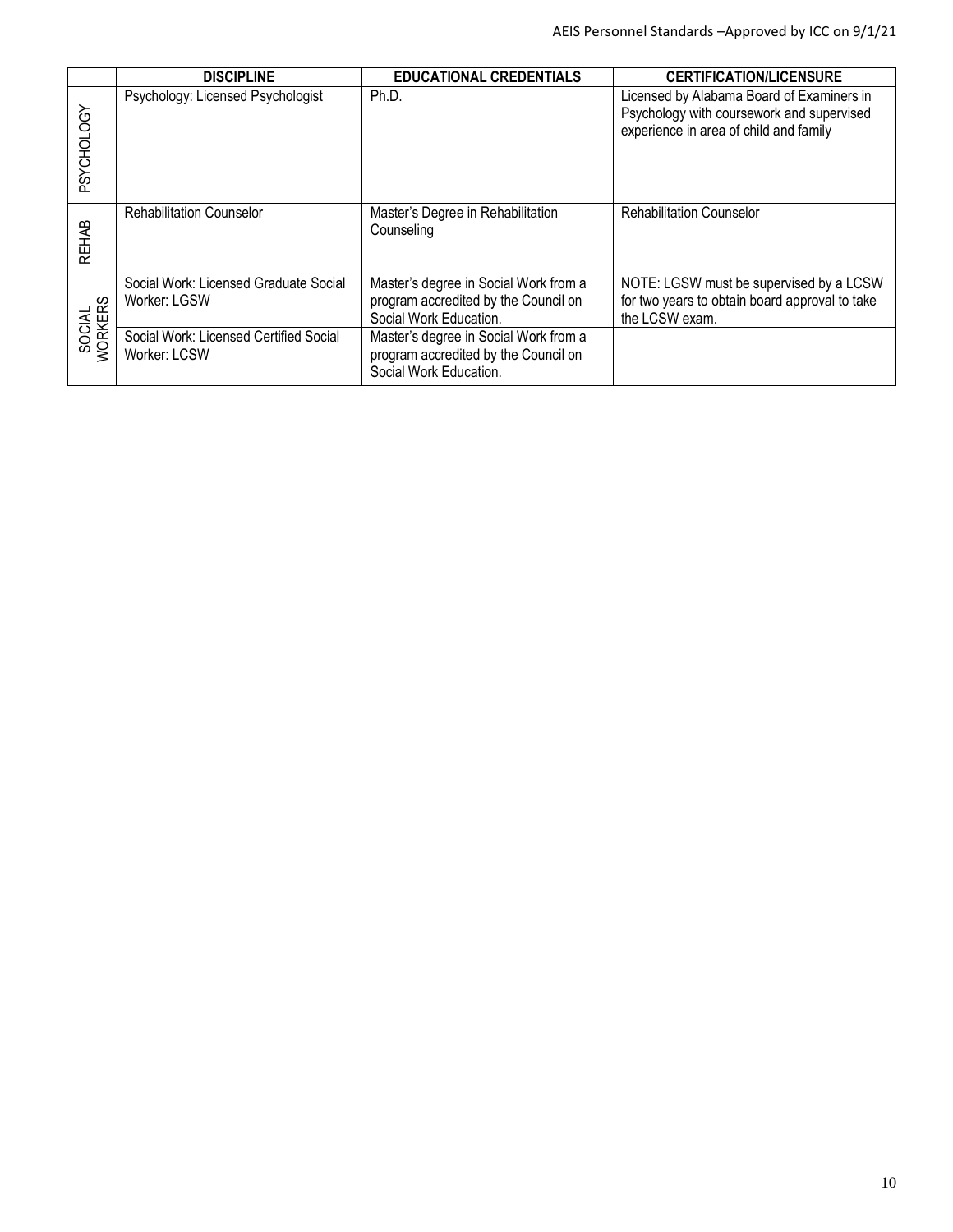| | DISCIPLINE | EDUCATIONAL CREDENTIALS | CERTIFICATION/LICENSURE |
|---|---|---|---|
| PSYCHOLOGY | Psychology: Licensed Psychologist | Ph.D. | Licensed by Alabama Board of Examiners in Psychology with coursework and supervised experience in area of child and family |
| REHAB | Rehabilitation Counselor | Master's Degree in Rehabilitation Counseling | Rehabilitation Counselor |
| SOCIAL WORKERS | Social Work: Licensed Graduate Social Worker: LGSW | Master's degree in Social Work from a program accredited by the Council on Social Work Education. | NOTE: LGSW must be supervised by a LCSW for two years to obtain board approval to take the LCSW exam. |
| | Social Work: Licensed Certified Social Worker: LCSW | Master's degree in Social Work from a program accredited by the Council on Social Work Education. | |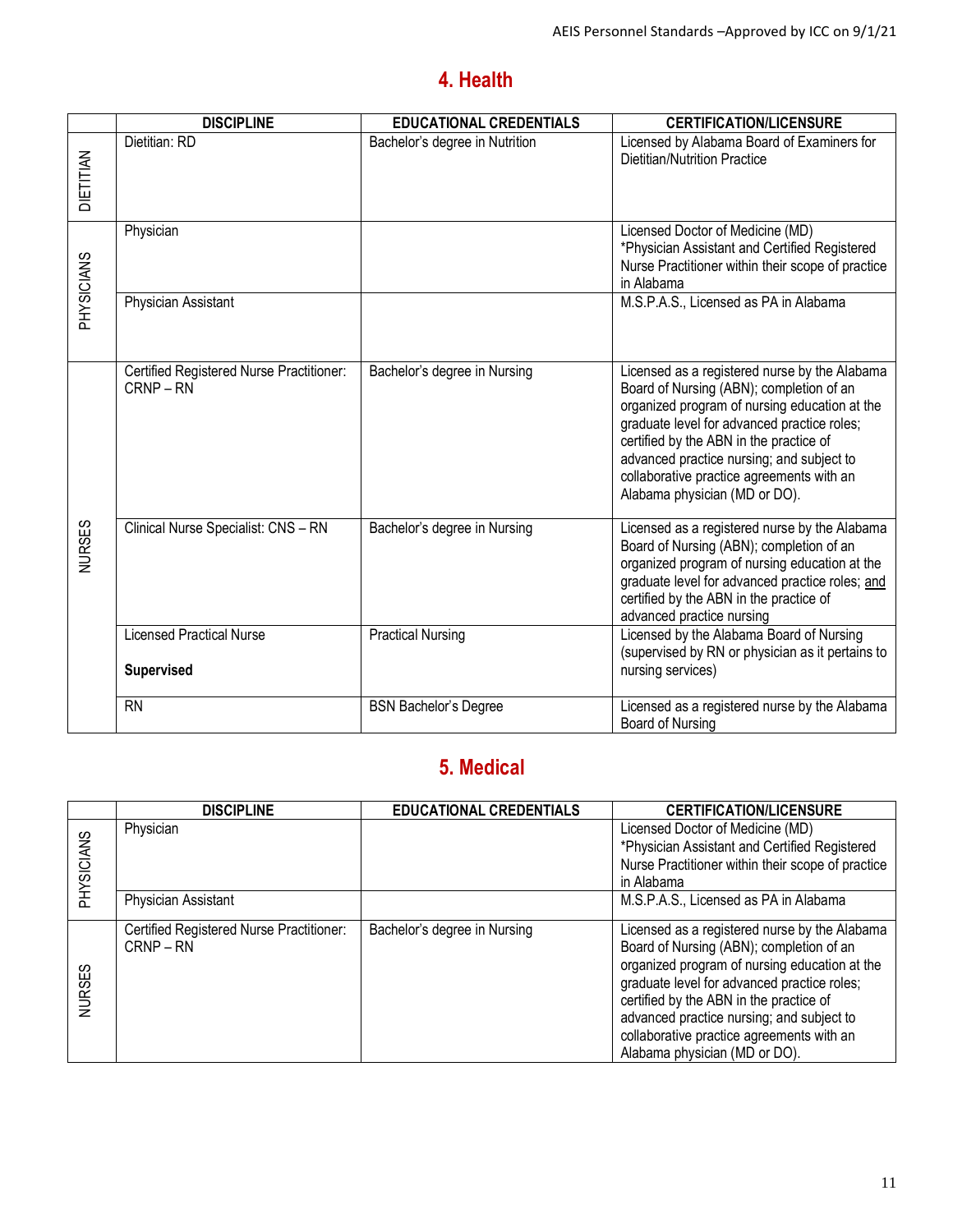## 4. Health

| | DISCIPLINE | EDUCATIONAL CREDENTIALS | CERTIFICATION/LICENSURE |
|---|---|---|---|
| DIETITIAN | Dietitian: RD | Bachelor's degree in Nutrition | Licensed by Alabama Board of Examiners for Dietitian/Nutrition Practice |
| PHYSICIANS | Physician | | Licensed Doctor of Medicine (MD) *Physician Assistant and Certified Registered Nurse Practitioner within their scope of practice in Alabama |
| | Physician Assistant | | M.S.P.A.S., Licensed as PA in Alabama |
| NURSES | Certified Registered Nurse Practitioner: CRNP – RN | Bachelor's degree in Nursing | Licensed as a registered nurse by the Alabama Board of Nursing (ABN); completion of an organized program of nursing education at the graduate level for advanced practice roles; certified by the ABN in the practice of advanced practice nursing; and subject to collaborative practice agreements with an Alabama physician (MD or DO). |
| | Clinical Nurse Specialist: CNS – RN | Bachelor's degree in Nursing | Licensed as a registered nurse by the Alabama Board of Nursing (ABN); completion of an organized program of nursing education at the graduate level for advanced practice roles; and certified by the ABN in the practice of advanced practice nursing |
| | Licensed Practical Nurse **Supervised** | Practical Nursing | Licensed by the Alabama Board of Nursing (supervised by RN or physician as it pertains to nursing services) |
| | RN | BSN Bachelor's Degree | Licensed as a registered nurse by the Alabama Board of Nursing |

## 5. Medical

| | DISCIPLINE | EDUCATIONAL CREDENTIALS | CERTIFICATION/LICENSURE |
|---|---|---|---|
| PHYSICIANS | Physician | | Licensed Doctor of Medicine (MD) *Physician Assistant and Certified Registered Nurse Practitioner within their scope of practice in Alabama |
| | Physician Assistant | | M.S.P.A.S., Licensed as PA in Alabama |
| NURSES | Certified Registered Nurse Practitioner: CRNP – RN | Bachelor's degree in Nursing | Licensed as a registered nurse by the Alabama Board of Nursing (ABN); completion of an organized program of nursing education at the graduate level for advanced practice roles; certified by the ABN in the practice of advanced practice nursing; and subject to collaborative practice agreements with an Alabama physician (MD or DO). |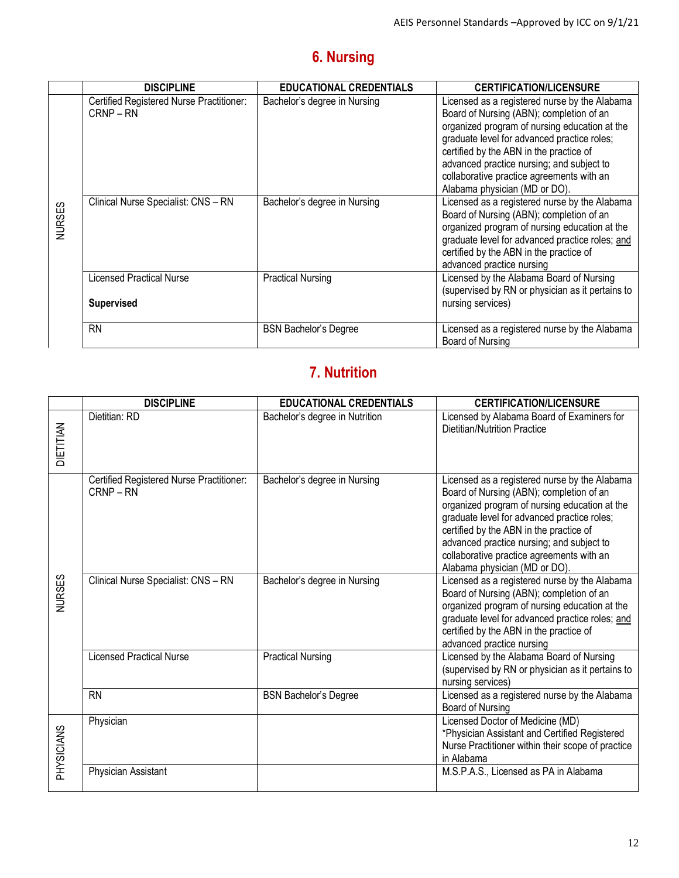## 6. Nursing

| | DISCIPLINE | EDUCATIONAL CREDENTIALS | CERTIFICATION/LICENSURE |
|---|---|---|---|
| NURSES | Certified Registered Nurse Practitioner: CRNP – RN | Bachelor's degree in Nursing | Licensed as a registered nurse by the Alabama Board of Nursing (ABN); completion of an organized program of nursing education at the graduate level for advanced practice roles; certified by the ABN in the practice of advanced practice nursing; and subject to collaborative practice agreements with an Alabama physician (MD or DO). |
| | Clinical Nurse Specialist: CNS – RN | Bachelor's degree in Nursing | Licensed as a registered nurse by the Alabama Board of Nursing (ABN); completion of an organized program of nursing education at the graduate level for advanced practice roles; and certified by the ABN in the practice of advanced practice nursing |
| | Licensed Practical Nurse<br><br>**Supervised** | Practical Nursing | Licensed by the Alabama Board of Nursing (supervised by RN or physician as it pertains to nursing services) |
| | RN | BSN Bachelor's Degree | Licensed as a registered nurse by the Alabama Board of Nursing |

## 7. Nutrition

| | DISCIPLINE | EDUCATIONAL CREDENTIALS | CERTIFICATION/LICENSURE |
|---|---|---|---|
| DIETITIAN | Dietitian: RD | Bachelor's degree in Nutrition | Licensed by Alabama Board of Examiners for Dietitian/Nutrition Practice |
| NURSES | Certified Registered Nurse Practitioner: CRNP – RN | Bachelor's degree in Nursing | Licensed as a registered nurse by the Alabama Board of Nursing (ABN); completion of an organized program of nursing education at the graduate level for advanced practice roles; certified by the ABN in the practice of advanced practice nursing; and subject to collaborative practice agreements with an Alabama physician (MD or DO). |
| | Clinical Nurse Specialist: CNS – RN | Bachelor's degree in Nursing | Licensed as a registered nurse by the Alabama Board of Nursing (ABN); completion of an organized program of nursing education at the graduate level for advanced practice roles; and certified by the ABN in the practice of advanced practice nursing |
| | Licensed Practical Nurse | Practical Nursing | Licensed by the Alabama Board of Nursing (supervised by RN or physician as it pertains to nursing services) |
| | RN | BSN Bachelor's Degree | Licensed as a registered nurse by the Alabama Board of Nursing |
| PHYSICIANS | Physician | | Licensed Doctor of Medicine (MD)<br>*Physician Assistant and Certified Registered Nurse Practitioner within their scope of practice in Alabama |
| | Physician Assistant | | M.S.P.A.S., Licensed as PA in Alabama |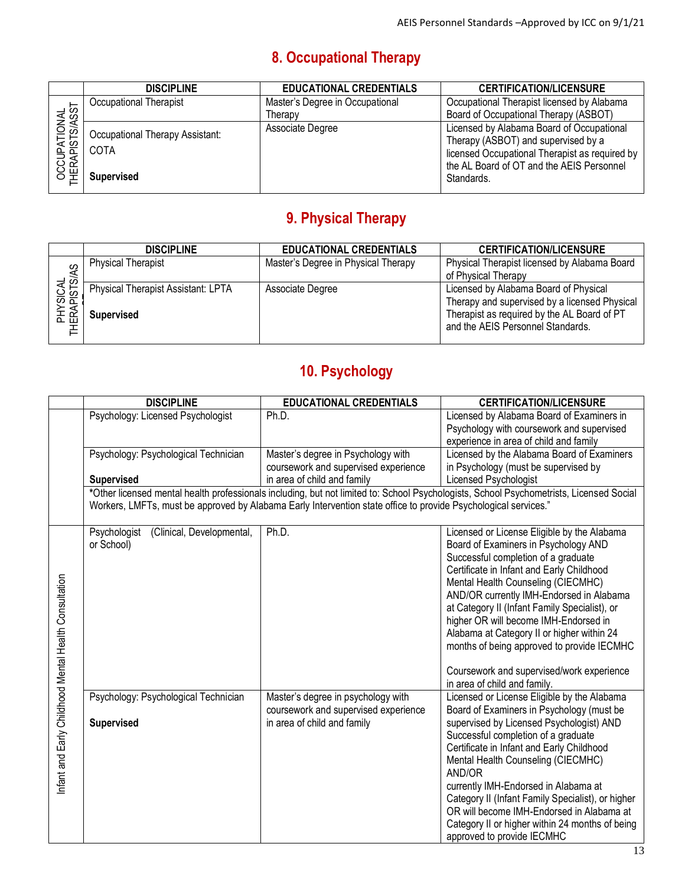## 8. Occupational Therapy

| | DISCIPLINE | EDUCATIONAL CREDENTIALS | CERTIFICATION/LICENSURE |
|---|---|---|---|
| OCCUPATIONAL THERAPISTS/ASST | Occupational Therapist | Master's Degree in Occupational Therapy | Occupational Therapist licensed by Alabama Board of Occupational Therapy (ASBOT) |
| | Occupational Therapy Assistant: COTA **Supervised** | Associate Degree | Licensed by Alabama Board of Occupational Therapy (ASBOT) and supervised by a licensed Occupational Therapist as required by the AL Board of OT and the AEIS Personnel Standards. |

## 9. Physical Therapy

| | DISCIPLINE | EDUCATIONAL CREDENTIALS | CERTIFICATION/LICENSURE |
|---|---|---|---|
| PHYSICAL THERAPISTS/AS | Physical Therapist | Master's Degree in Physical Therapy | Physical Therapist licensed by Alabama Board of Physical Therapy |
| | Physical Therapist Assistant: LPTA **Supervised** | Associate Degree | Licensed by Alabama Board of Physical Therapy and supervised by a licensed Physical Therapist as required by the AL Board of PT and the AEIS Personnel Standards. |

## 10. Psychology

| | DISCIPLINE | EDUCATIONAL CREDENTIALS | CERTIFICATION/LICENSURE |
|---|---|---|---|
| | Psychology: Licensed Psychologist | Ph.D. | Licensed by Alabama Board of Examiners in Psychology with coursework and supervised experience in area of child and family |
| | Psychology: Psychological Technician **Supervised** | Master's degree in Psychology with coursework and supervised experience in area of child and family | Licensed by the Alabama Board of Examiners in Psychology (must be supervised by Licensed Psychologist |
| | *Other licensed mental health professionals including, but not limited to: School Psychologists, School Psychometrists, Licensed Social Workers, LMFTs, must be approved by Alabama Early Intervention state office to provide Psychological services." | | |
| Infant and Early Childhood Mental Health Consultation | Psychologist (Clinical, Developmental, or School) | Ph.D. | Licensed or License Eligible by the Alabama Board of Examiners in Psychology AND Successful completion of a graduate Certificate in Infant and Early Childhood Mental Health Counseling (CIECMHC) AND/OR currently IMH-Endorsed in Alabama at Category II (Infant Family Specialist), or higher OR will become IMH-Endorsed in Alabama at Category II or higher within 24 months of being approved to provide IECMHC<br><br>Coursework and supervised/work experience in area of child and family. |
| | Psychology: Psychological Technician **Supervised** | Master's degree in psychology with coursework and supervised experience in area of child and family | Licensed or License Eligible by the Alabama Board of Examiners in Psychology (must be supervised by Licensed Psychologist) AND Successful completion of a graduate Certificate in Infant and Early Childhood Mental Health Counseling (CIECMHC) AND/OR currently IMH-Endorsed in Alabama at Category II (Infant Family Specialist), or higher OR will become IMH-Endorsed in Alabama at Category II or higher within 24 months of being approved to provide IECMHC |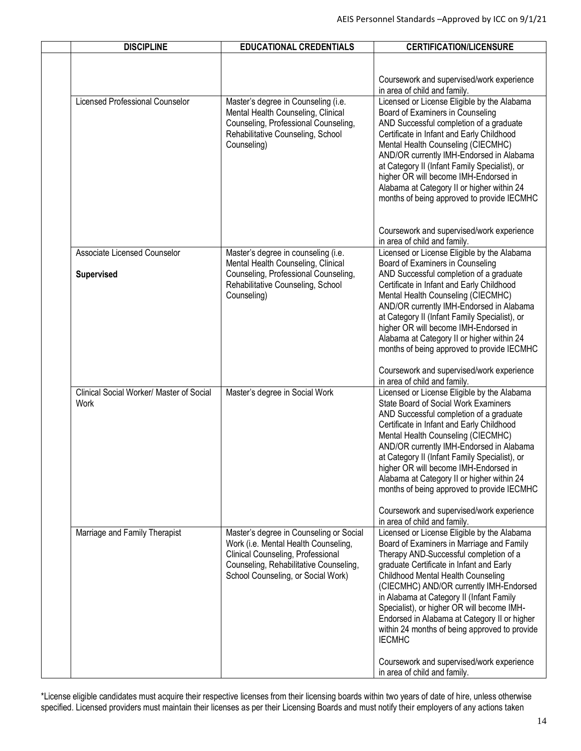| | DISCIPLINE | EDUCATIONAL CREDENTIALS | CERTIFICATION/LICENSURE |
|---|---|---|---|
| | | | Coursework and supervised/work experience in area of child and family. |
| | Licensed Professional Counselor | Master's degree in Counseling (i.e. Mental Health Counseling, Clinical Counseling, Professional Counseling, Rehabilitative Counseling, School Counseling) | Licensed or License Eligible by the Alabama Board of Examiners in Counseling AND Successful completion of a graduate Certificate in Infant and Early Childhood Mental Health Counseling (CIECMHC) AND/OR currently IMH-Endorsed in Alabama at Category II (Infant Family Specialist), or higher OR will become IMH-Endorsed in Alabama at Category II or higher within 24 months of being approved to provide IECMHC<br><br>Coursework and supervised/work experience in area of child and family. |
| | Associate Licensed Counselor<br><br>**Supervised** | Master's degree in counseling (i.e. Mental Health Counseling, Clinical Counseling, Professional Counseling, Rehabilitative Counseling, School Counseling) | Licensed or License Eligible by the Alabama Board of Examiners in Counseling AND Successful completion of a graduate Certificate in Infant and Early Childhood Mental Health Counseling (CIECMHC) AND/OR currently IMH-Endorsed in Alabama at Category II (Infant Family Specialist), or higher OR will become IMH-Endorsed in Alabama at Category II or higher within 24 months of being approved to provide IECMHC<br><br>Coursework and supervised/work experience in area of child and family. |
| | Clinical Social Worker/ Master of Social Work | Master's degree in Social Work | Licensed or License Eligible by the Alabama State Board of Social Work Examiners AND Successful completion of a graduate Certificate in Infant and Early Childhood Mental Health Counseling (CIECMHC) AND/OR currently IMH-Endorsed in Alabama at Category II (Infant Family Specialist), or higher OR will become IMH-Endorsed in Alabama at Category II or higher within 24 months of being approved to provide IECMHC<br><br>Coursework and supervised/work experience in area of child and family. |
| | Marriage and Family Therapist | Master's degree in Counseling or Social Work (i.e. Mental Health Counseling, Clinical Counseling, Professional Counseling, Rehabilitative Counseling, School Counseling, or Social Work) | Licensed or License Eligible by the Alabama Board of Examiners in Marriage and Family Therapy AND Successful completion of a graduate Certificate in Infant and Early Childhood Mental Health Counseling (CIECMHC) AND/OR currently IMH-Endorsed in Alabama at Category II (Infant Family Specialist), or higher OR will become IMH-Endorsed in Alabama at Category II or higher within 24 months of being approved to provide IECMHC<br><br>Coursework and supervised/work experience in area of child and family. |

*License eligible candidates must acquire their respective licenses from their licensing boards within two years of date of hire, unless otherwise specified. Licensed providers must maintain their licenses as per their Licensing Boards and must notify their employers of any actions taken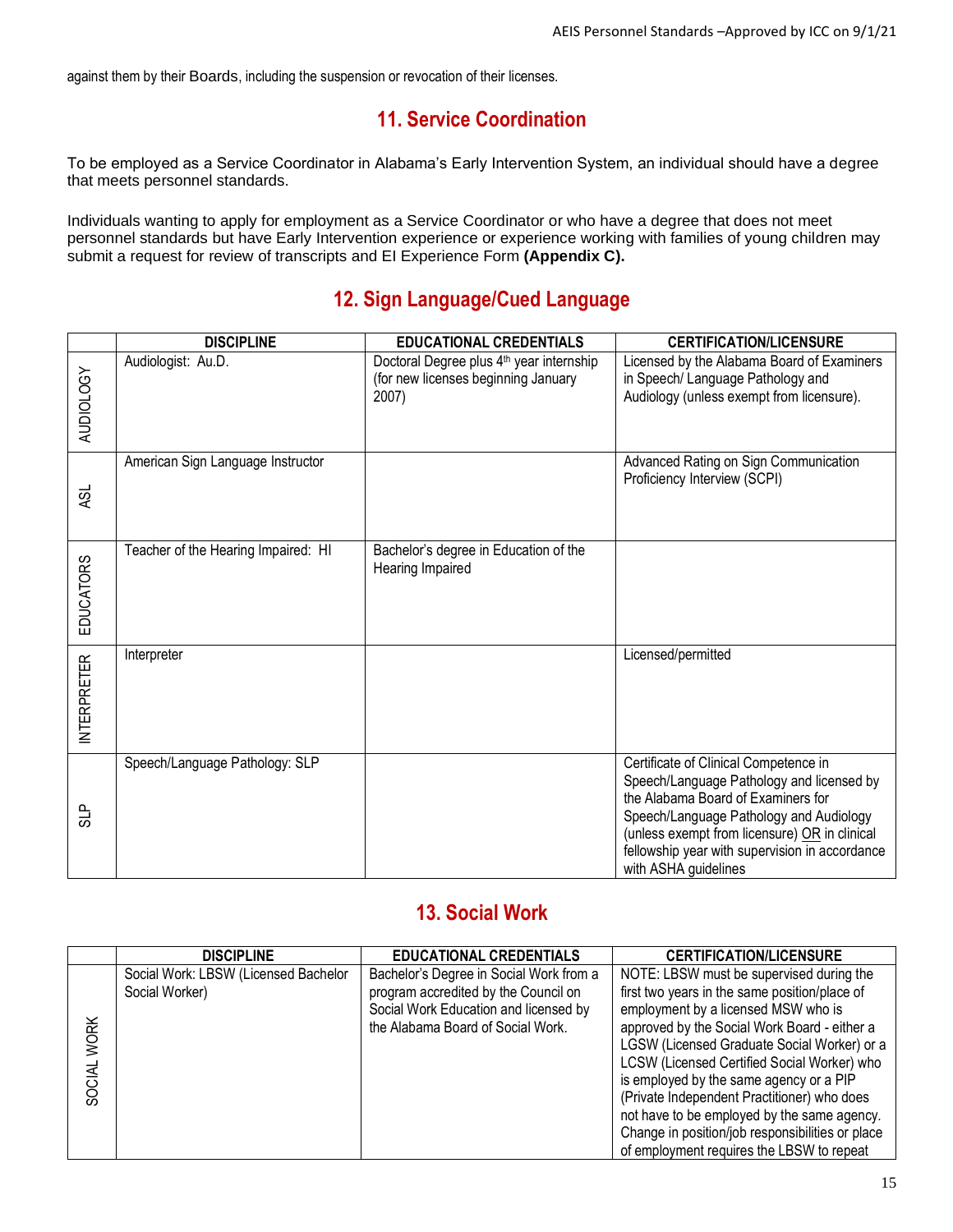against them by their Boards, including the suspension or revocation of their licenses.

## 11. Service Coordination

To be employed as a Service Coordinator in Alabama's Early Intervention System, an individual should have a degree that meets personnel standards.

Individuals wanting to apply for employment as a Service Coordinator or who have a degree that does not meet personnel standards but have Early Intervention experience or experience working with families of young children may submit a request for review of transcripts and EI Experience Form **(Appendix C).**

## 12. Sign Language/Cued Language

| | DISCIPLINE | EDUCATIONAL CREDENTIALS | CERTIFICATION/LICENSURE |
|---|---|---|---|
| AUDIOLOGY | Audiologist: Au.D. | Doctoral Degree plus 4th year internship (for new licenses beginning January 2007) | Licensed by the Alabama Board of Examiners in Speech/ Language Pathology and Audiology (unless exempt from licensure). |
| ASL | American Sign Language Instructor | | Advanced Rating on Sign Communication Proficiency Interview (SCPI) |
| EDUCATORS | Teacher of the Hearing Impaired: HI | Bachelor's degree in Education of the Hearing Impaired | |
| INTERPRETER | Interpreter | | Licensed/permitted |
| SLP | Speech/Language Pathology: SLP | | Certificate of Clinical Competence in Speech/Language Pathology and licensed by the Alabama Board of Examiners for Speech/Language Pathology and Audiology (unless exempt from licensure) OR in clinical fellowship year with supervision in accordance with ASHA guidelines |

## 13. Social Work

| | DISCIPLINE | EDUCATIONAL CREDENTIALS | CERTIFICATION/LICENSURE |
|---|---|---|---|
| SOCIAL WORK | Social Work: LBSW (Licensed Bachelor Social Worker) | Bachelor's Degree in Social Work from a program accredited by the Council on Social Work Education and licensed by the Alabama Board of Social Work. | NOTE: LBSW must be supervised during the first two years in the same position/place of employment by a licensed MSW who is approved by the Social Work Board - either a LGSW (Licensed Graduate Social Worker) or a LCSW (Licensed Certified Social Worker) who is employed by the same agency or a PIP (Private Independent Practitioner) who does not have to be employed by the same agency. Change in position/job responsibilities or place of employment requires the LBSW to repeat |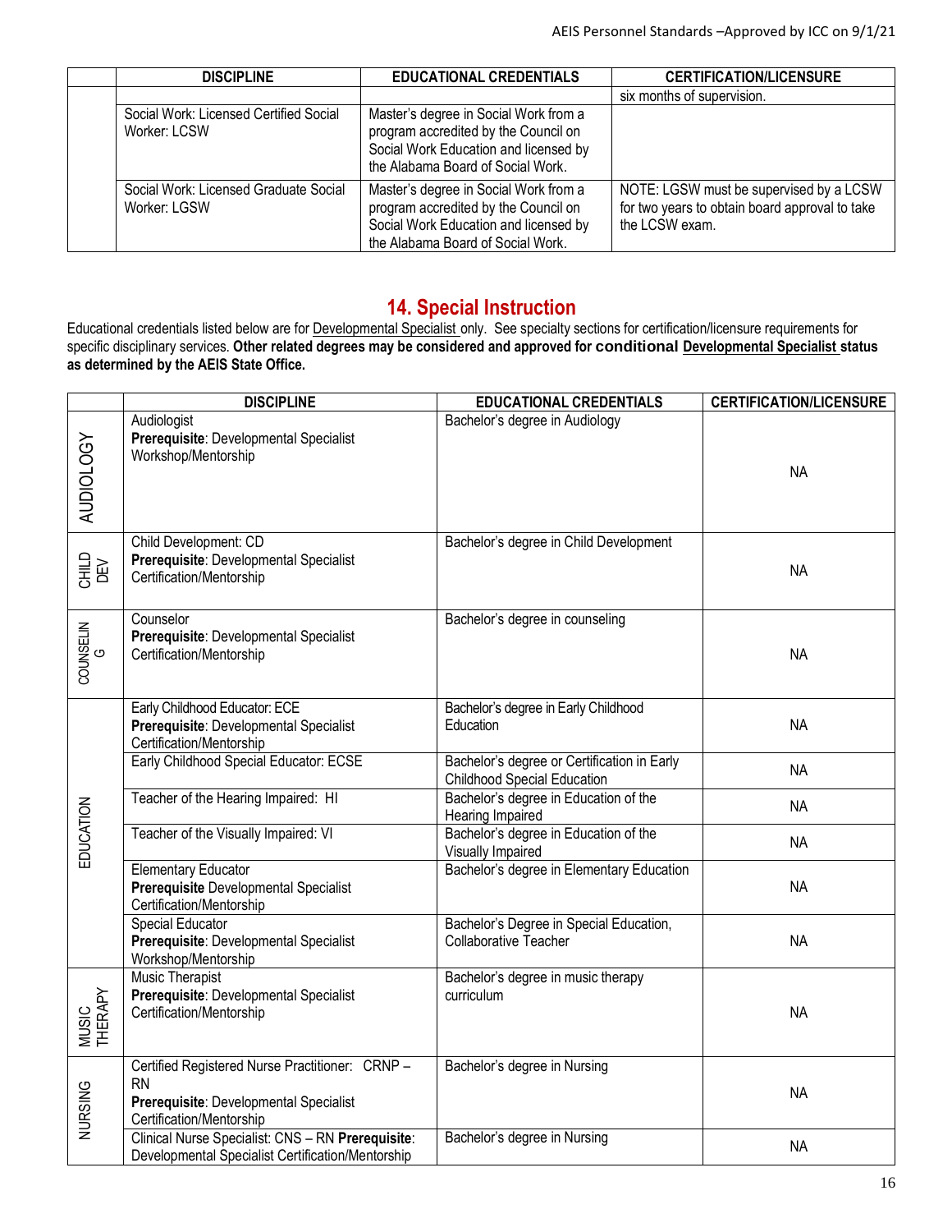| | DISCIPLINE | EDUCATIONAL CREDENTIALS | CERTIFICATION/LICENSURE |
|---|---|---|---|
| | | | six months of supervision. |
| | Social Work: Licensed Certified Social Worker: LCSW | Master's degree in Social Work from a program accredited by the Council on Social Work Education and licensed by the Alabama Board of Social Work. | |
| | Social Work: Licensed Graduate Social Worker: LGSW | Master's degree in Social Work from a program accredited by the Council on Social Work Education and licensed by the Alabama Board of Social Work. | NOTE: LGSW must be supervised by a LCSW for two years to obtain board approval to take the LCSW exam. |

## 14. Special Instruction

Educational credentials listed below are for Developmental Specialist only. See specialty sections for certification/licensure requirements for specific disciplinary services. **Other related degrees may be considered and approved for conditional Developmental Specialist status as determined by the AEIS State Office.**

| | DISCIPLINE | EDUCATIONAL CREDENTIALS | CERTIFICATION/LICENSURE |
|---|---|---|---|
| AUDIOLOGY | Audiologist **Prerequisite**: Developmental Specialist Workshop/Mentorship | Bachelor's degree in Audiology | NA |
| CHILD DEV | Child Development: CD **Prerequisite**: Developmental Specialist Certification/Mentorship | Bachelor's degree in Child Development | NA |
| COUNSELING | Counselor **Prerequisite**: Developmental Specialist Certification/Mentorship | Bachelor's degree in counseling | NA |
| EDUCATION | Early Childhood Educator: ECE **Prerequisite**: Developmental Specialist Certification/Mentorship | Bachelor's degree in Early Childhood Education | NA |
| | Early Childhood Special Educator: ECSE | Bachelor's degree or Certification in Early Childhood Special Education | NA |
| | Teacher of the Hearing Impaired: HI | Bachelor's degree in Education of the Hearing Impaired | NA |
| | Teacher of the Visually Impaired: VI | Bachelor's degree in Education of the Visually Impaired | NA |
| | Elementary Educator **Prerequisite** Developmental Specialist Certification/Mentorship | Bachelor's degree in Elementary Education | NA |
| | Special Educator **Prerequisite**: Developmental Specialist Workshop/Mentorship | Bachelor's Degree in Special Education, Collaborative Teacher | NA |
| MUSIC THERAPY | Music Therapist **Prerequisite**: Developmental Specialist Certification/Mentorship | Bachelor's degree in music therapy curriculum | NA |
| NURSING | Certified Registered Nurse Practitioner: CRNP – RN **Prerequisite**: Developmental Specialist Certification/Mentorship | Bachelor's degree in Nursing | NA |
| | Clinical Nurse Specialist: CNS – RN **Prerequisite**: Developmental Specialist Certification/Mentorship | Bachelor's degree in Nursing | NA |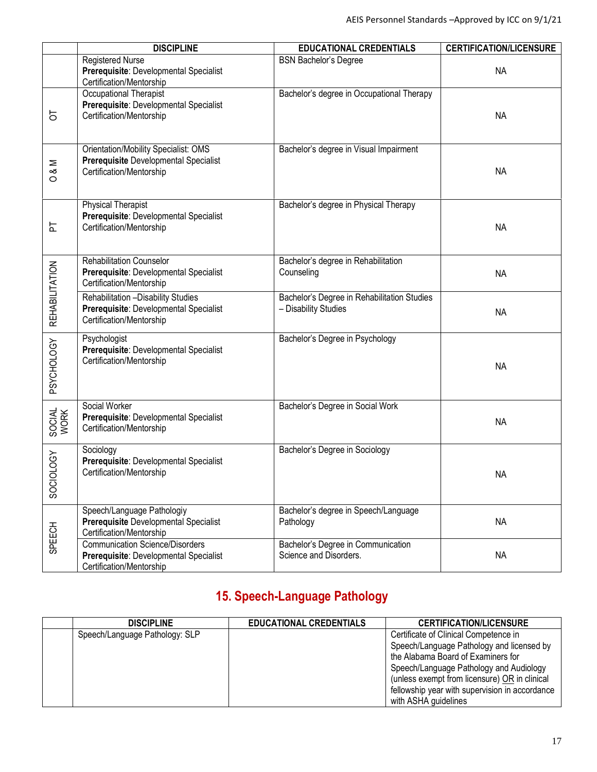| | DISCIPLINE | EDUCATIONAL CREDENTIALS | CERTIFICATION/LICENSURE |
|---|---|---|---|
| | Registered Nurse<br>**Prerequisite**: Developmental Specialist Certification/Mentorship | BSN Bachelor's Degree | NA |
| OT | Occupational Therapist<br>**Prerequisite**: Developmental Specialist Certification/Mentorship | Bachelor's degree in Occupational Therapy | NA |
| O & M | Orientation/Mobility Specialist: OMS<br>**Prerequisite** Developmental Specialist Certification/Mentorship | Bachelor's degree in Visual Impairment | NA |
| PT | Physical Therapist<br>**Prerequisite**: Developmental Specialist Certification/Mentorship | Bachelor's degree in Physical Therapy | NA |
| REHABILITATION | Rehabilitation Counselor<br>**Prerequisite**: Developmental Specialist Certification/Mentorship | Bachelor's degree in Rehabilitation Counseling | NA |
| | Rehabilitation –Disability Studies<br>**Prerequisite**: Developmental Specialist Certification/Mentorship | Bachelor's Degree in Rehabilitation Studies – Disability Studies | NA |
| PSYCHOLOGY | Psychologist<br>**Prerequisite**: Developmental Specialist Certification/Mentorship | Bachelor's Degree in Psychology | NA |
| SOCIAL WORK | Social Worker<br>**Prerequisite**: Developmental Specialist Certification/Mentorship | Bachelor's Degree in Social Work | NA |
| SOCIOLOGY | Sociology<br>**Prerequisite**: Developmental Specialist Certification/Mentorship | Bachelor's Degree in Sociology | NA |
| SPEECH | Speech/Language Pathologiy<br>**Prerequisite** Developmental Specialist Certification/Mentorship | Bachelor's degree in Speech/Language Pathology | NA |
| | Communication Science/Disorders<br>**Prerequisite**: Developmental Specialist Certification/Mentorship | Bachelor's Degree in Communication Science and Disorders. | NA |

## 15. Speech-Language Pathology

| | DISCIPLINE | EDUCATIONAL CREDENTIALS | CERTIFICATION/LICENSURE |
|---|---|---|---|
| | Speech/Language Pathology: SLP | | Certificate of Clinical Competence in Speech/Language Pathology and licensed by the Alabama Board of Examiners for Speech/Language Pathology and Audiology (unless exempt from licensure) OR in clinical fellowship year with supervision in accordance with ASHA guidelines |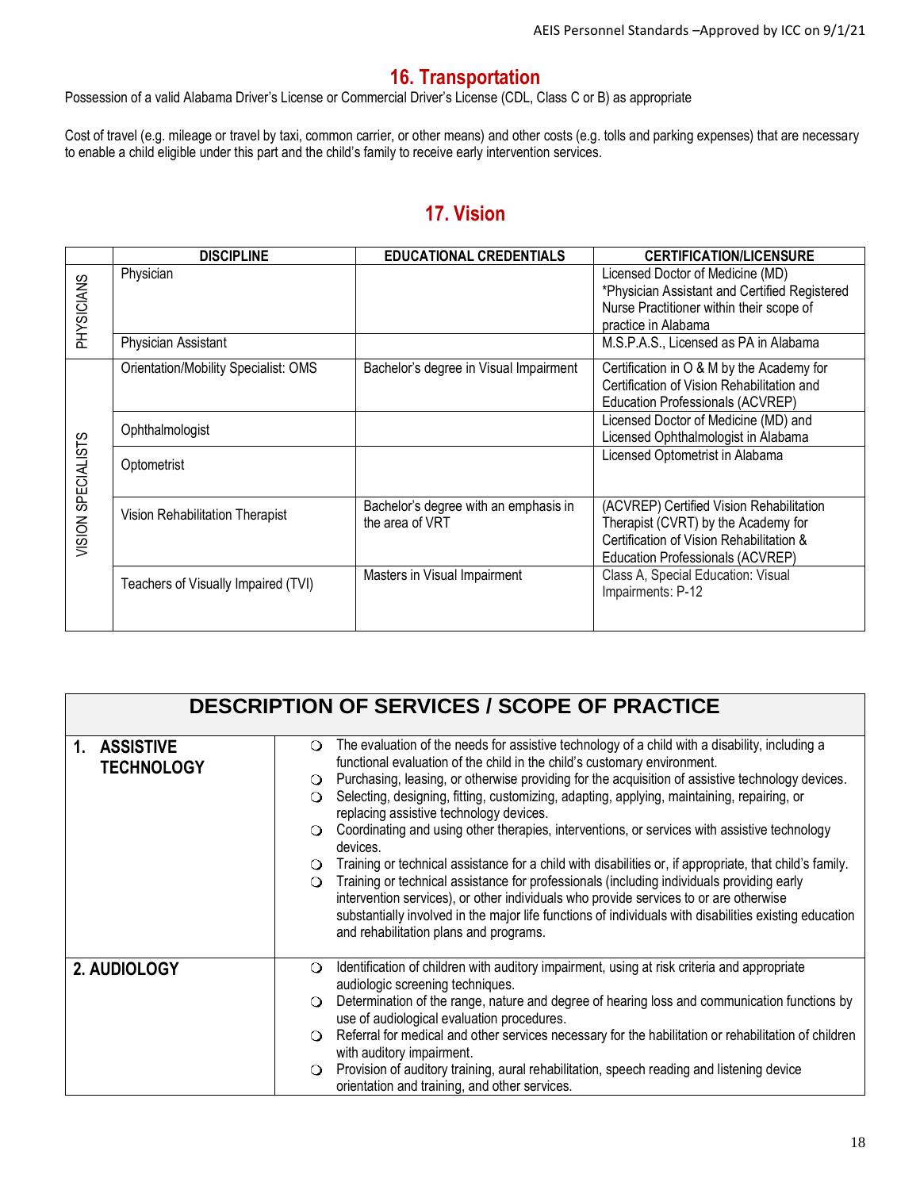## 16. Transportation

Possession of a valid Alabama Driver's License or Commercial Driver's License (CDL, Class C or B) as appropriate

Cost of travel (e.g. mileage or travel by taxi, common carrier, or other means) and other costs (e.g. tolls and parking expenses) that are necessary to enable a child eligible under this part and the child's family to receive early intervention services.

## 17. Vision

| | DISCIPLINE | EDUCATIONAL CREDENTIALS | CERTIFICATION/LICENSURE |
|---|---|---|---|
| PHYSICIANS | Physician | | Licensed Doctor of Medicine (MD) *Physician Assistant and Certified Registered Nurse Practitioner within their scope of practice in Alabama |
| | Physician Assistant | | M.S.P.A.S., Licensed as PA in Alabama |
| VISION SPECIALISTS | Orientation/Mobility Specialist: OMS | Bachelor's degree in Visual Impairment | Certification in O & M by the Academy for Certification of Vision Rehabilitation and Education Professionals (ACVREP) |
| | Ophthalmologist | | Licensed Doctor of Medicine (MD) and Licensed Ophthalmologist in Alabama |
| | Optometrist | | Licensed Optometrist in Alabama |
| | Vision Rehabilitation Therapist | Bachelor's degree with an emphasis in the area of VRT | (ACVREP) Certified Vision Rehabilitation Therapist (CVRT) by the Academy for Certification of Vision Rehabilitation & Education Professionals (ACVREP) |
| | Teachers of Visually Impaired (TVI) | Masters in Visual Impairment | Class A, Special Education: Visual Impairments: P-12 |

| DESCRIPTION OF SERVICES / SCOPE OF PRACTICE | |
|---|---|
| **1. ASSISTIVE TECHNOLOGY** | ❍ The evaluation of the needs for assistive technology of a child with a disability, including a functional evaluation of the child in the child's customary environment.<br>❍ Purchasing, leasing, or otherwise providing for the acquisition of assistive technology devices.<br>❍ Selecting, designing, fitting, customizing, adapting, applying, maintaining, repairing, or replacing assistive technology devices.<br>❍ Coordinating and using other therapies, interventions, or services with assistive technology devices.<br>❍ Training or technical assistance for a child with disabilities or, if appropriate, that child's family.<br>❍ Training or technical assistance for professionals (including individuals providing early intervention services), or other individuals who provide services to or are otherwise substantially involved in the major life functions of individuals with disabilities existing education and rehabilitation plans and programs. |
| **2. AUDIOLOGY** | ❍ Identification of children with auditory impairment, using at risk criteria and appropriate audiologic screening techniques.<br>❍ Determination of the range, nature and degree of hearing loss and communication functions by use of audiological evaluation procedures.<br>❍ Referral for medical and other services necessary for the habilitation or rehabilitation of children with auditory impairment.<br>❍ Provision of auditory training, aural rehabilitation, speech reading and listening device orientation and training, and other services. |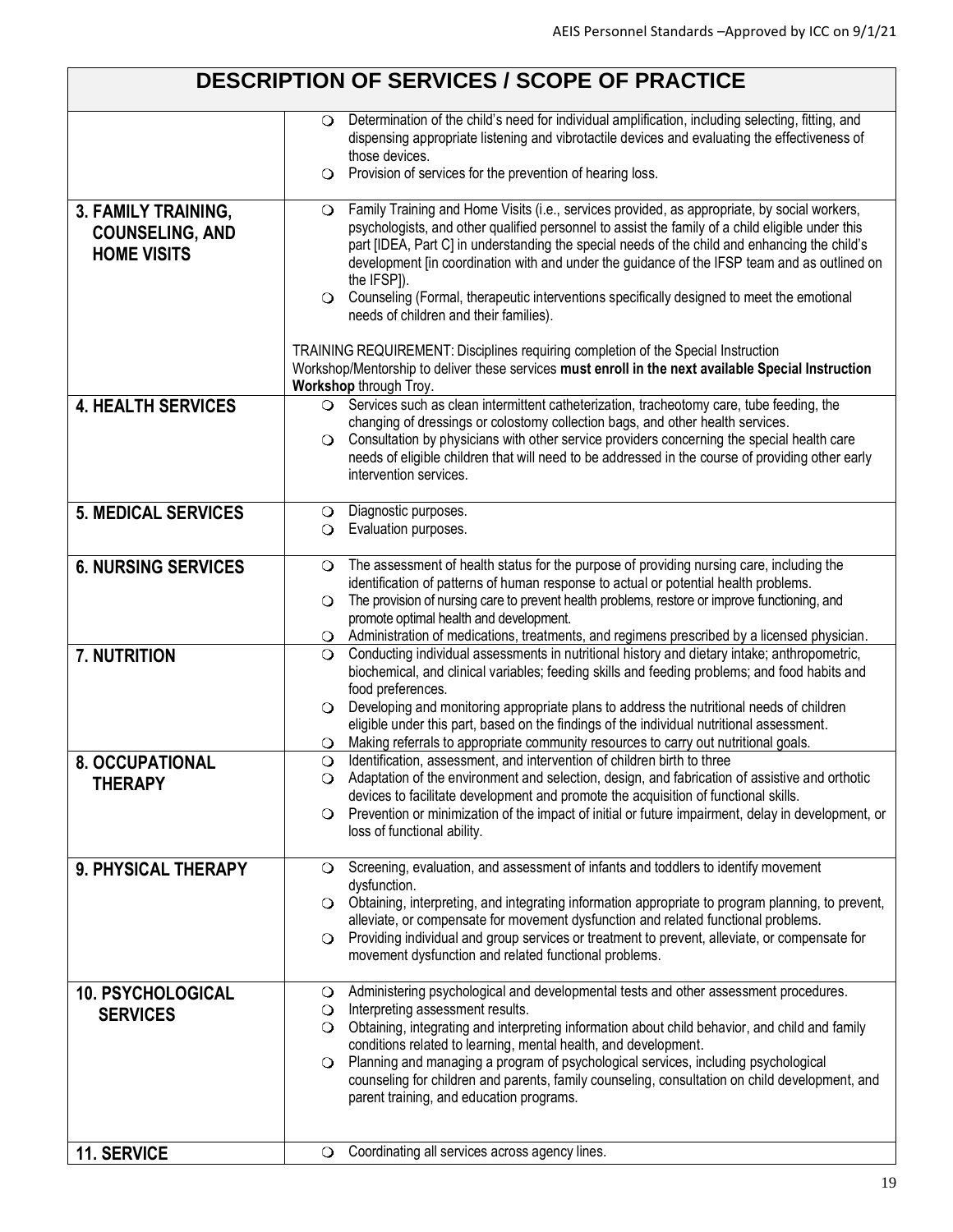| DESCRIPTION OF SERVICES / SCOPE OF PRACTICE | |
|---|---|
| | ❍ Determination of the child's need for individual amplification, including selecting, fitting, and dispensing appropriate listening and vibrotactile devices and evaluating the effectiveness of those devices.<br>❍ Provision of services for the prevention of hearing loss. |
| **3. FAMILY TRAINING, COUNSELING, AND HOME VISITS** | ❍ Family Training and Home Visits (i.e., services provided, as appropriate, by social workers, psychologists, and other qualified personnel to assist the family of a child eligible under this part [IDEA, Part C] in understanding the special needs of the child and enhancing the child's development [in coordination with and under the guidance of the IFSP team and as outlined on the IFSP]).<br>❍ Counseling (Formal, therapeutic interventions specifically designed to meet the emotional needs of children and their families).<br><br>TRAINING REQUIREMENT: Disciplines requiring completion of the Special Instruction Workshop/Mentorship to deliver these services **must enroll in the next available Special Instruction Workshop** through Troy. |
| **4. HEALTH SERVICES** | ❍ Services such as clean intermittent catheterization, tracheotomy care, tube feeding, the changing of dressings or colostomy collection bags, and other health services.<br>❍ Consultation by physicians with other service providers concerning the special health care needs of eligible children that will need to be addressed in the course of providing other early intervention services. |
| **5. MEDICAL SERVICES** | ❍ Diagnostic purposes.<br>❍ Evaluation purposes. |
| **6. NURSING SERVICES** | ❍ The assessment of health status for the purpose of providing nursing care, including the identification of patterns of human response to actual or potential health problems.<br>❍ The provision of nursing care to prevent health problems, restore or improve functioning, and promote optimal health and development.<br>❍ Administration of medications, treatments, and regimens prescribed by a licensed physician. |
| **7. NUTRITION** | ❍ Conducting individual assessments in nutritional history and dietary intake; anthropometric, biochemical, and clinical variables; feeding skills and feeding problems; and food habits and food preferences.<br>❍ Developing and monitoring appropriate plans to address the nutritional needs of children eligible under this part, based on the findings of the individual nutritional assessment.<br>❍ Making referrals to appropriate community resources to carry out nutritional goals. |
| **8. OCCUPATIONAL THERAPY** | ❍ Identification, assessment, and intervention of children birth to three<br>❍ Adaptation of the environment and selection, design, and fabrication of assistive and orthotic devices to facilitate development and promote the acquisition of functional skills.<br>❍ Prevention or minimization of the impact of initial or future impairment, delay in development, or loss of functional ability. |
| **9. PHYSICAL THERAPY** | ❍ Screening, evaluation, and assessment of infants and toddlers to identify movement dysfunction.<br>❍ Obtaining, interpreting, and integrating information appropriate to program planning, to prevent, alleviate, or compensate for movement dysfunction and related functional problems.<br>❍ Providing individual and group services or treatment to prevent, alleviate, or compensate for movement dysfunction and related functional problems. |
| **10. PSYCHOLOGICAL SERVICES** | ❍ Administering psychological and developmental tests and other assessment procedures.<br>❍ Interpreting assessment results.<br>❍ Obtaining, integrating and interpreting information about child behavior, and child and family conditions related to learning, mental health, and development.<br>❍ Planning and managing a program of psychological services, including psychological counseling for children and parents, family counseling, consultation on child development, and parent training, and education programs. |
| **11. SERVICE** | ❍ Coordinating all services across agency lines. |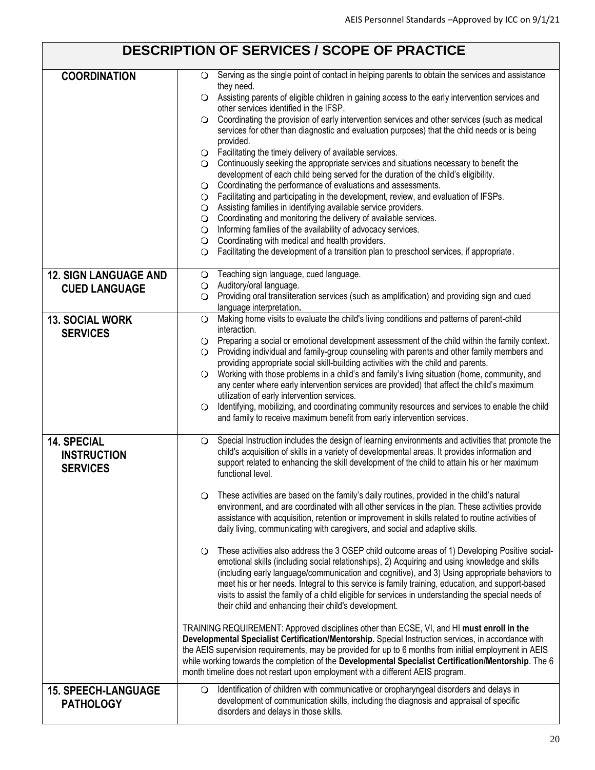# DESCRIPTION OF SERVICES / SCOPE OF PRACTICE

| | |
|---|---|
| **COORDINATION** | ❍ Serving as the single point of contact in helping parents to obtain the services and assistance they need.<br>❍ Assisting parents of eligible children in gaining access to the early intervention services and other services identified in the IFSP.<br>❍ Coordinating the provision of early intervention services and other services (such as medical services for other than diagnostic and evaluation purposes) that the child needs or is being provided.<br>❍ Facilitating the timely delivery of available services.<br>❍ Continuously seeking the appropriate services and situations necessary to benefit the development of each child being served for the duration of the child's eligibility.<br>❍ Coordinating the performance of evaluations and assessments.<br>❍ Facilitating and participating in the development, review, and evaluation of IFSPs.<br>❍ Assisting families in identifying available service providers.<br>❍ Coordinating and monitoring the delivery of available services.<br>❍ Informing families of the availability of advocacy services.<br>❍ Coordinating with medical and health providers.<br>❍ Facilitating the development of a transition plan to preschool services, if appropriate. |
| **12. SIGN LANGUAGE AND CUED LANGUAGE** | ❍ Teaching sign language, cued language.<br>❍ Auditory/oral language.<br>❍ Providing oral transliteration services (such as amplification) and providing sign and cued language interpretation**.** |
| **13. SOCIAL WORK SERVICES** | ❍ Making home visits to evaluate the child's living conditions and patterns of parent-child interaction.<br>❍ Preparing a social or emotional development assessment of the child within the family context.<br>❍ Providing individual and family-group counseling with parents and other family members and providing appropriate social skill-building activities with the child and parents.<br>❍ Working with those problems in a child's and family's living situation (home, community, and any center where early intervention services are provided) that affect the child's maximum utilization of early intervention services.<br>❍ Identifying, mobilizing, and coordinating community resources and services to enable the child and family to receive maximum benefit from early intervention services. |
| **14. SPECIAL INSTRUCTION SERVICES** | ❍ Special Instruction includes the design of learning environments and activities that promote the child's acquisition of skills in a variety of developmental areas. It provides information and support related to enhancing the skill development of the child to attain his or her maximum functional level.<br><br>❍ These activities are based on the family's daily routines, provided in the child's natural environment, and are coordinated with all other services in the plan. These activities provide assistance with acquisition, retention or improvement in skills related to routine activities of daily living, communicating with caregivers, and social and adaptive skills.<br><br>❍ These activities also address the 3 OSEP child outcome areas of 1) Developing Positive social-emotional skills (including social relationships), 2) Acquiring and using knowledge and skills (including early language/communication and cognitive), and 3) Using appropriate behaviors to meet his or her needs. Integral to this service is family training, education, and support-based visits to assist the family of a child eligible for services in understanding the special needs of their child and enhancing their child's development.<br><br>TRAINING REQUIREMENT: Approved disciplines other than ECSE, VI, and HI **must enroll in the Developmental Specialist Certification/Mentorship.** Special Instruction services, in accordance with the AEIS supervision requirements, may be provided for up to 6 months from initial employment in AEIS while working towards the completion of the **Developmental Specialist Certification/Mentorship**. The 6 month timeline does not restart upon employment with a different AEIS program. |
| **15. SPEECH-LANGUAGE PATHOLOGY** | ❍ Identification of children with communicative or oropharyngeal disorders and delays in development of communication skills, including the diagnosis and appraisal of specific disorders and delays in those skills. |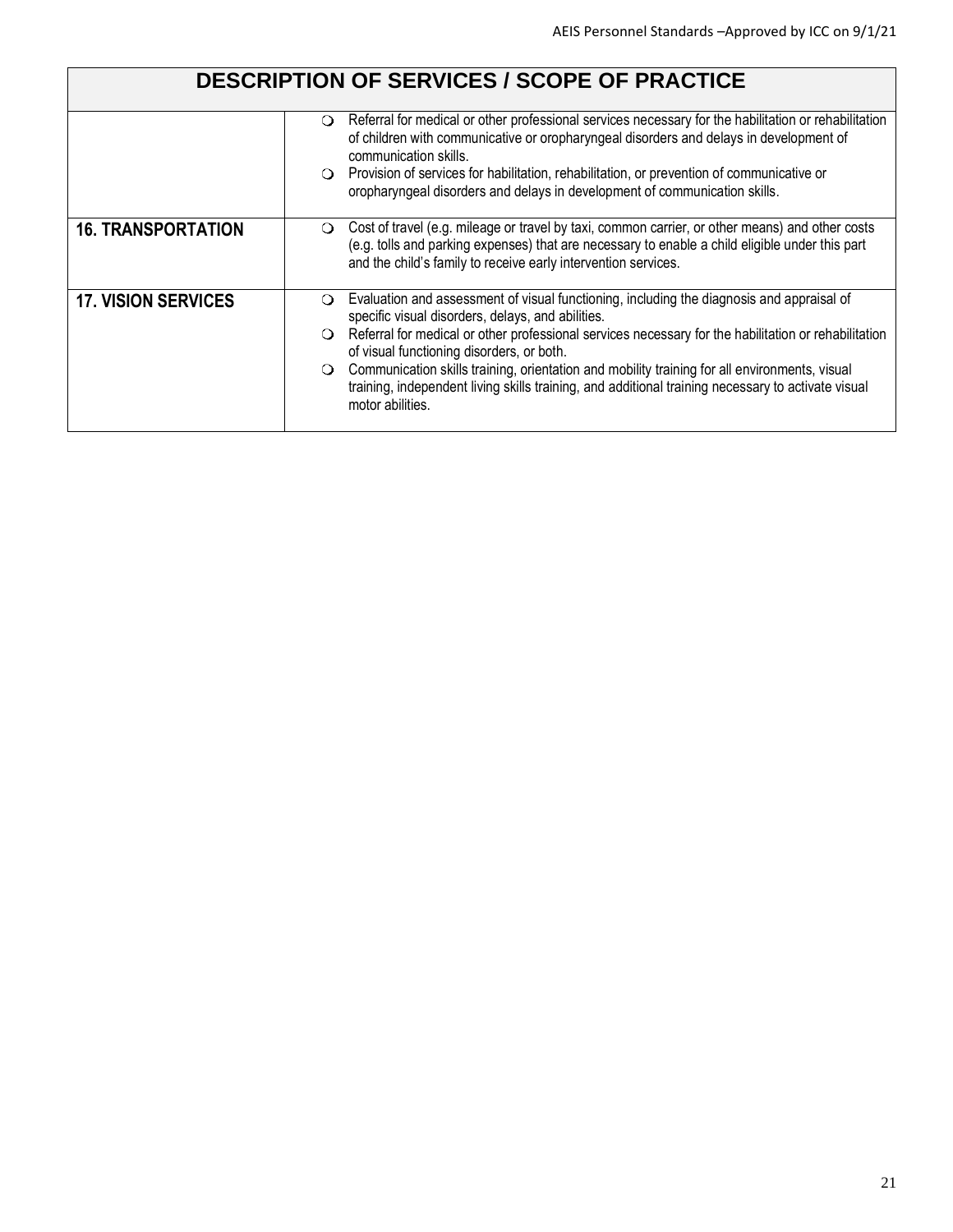| DESCRIPTION OF SERVICES / SCOPE OF PRACTICE | |
|---|---|
| | ❍ Referral for medical or other professional services necessary for the habilitation or rehabilitation of children with communicative or oropharyngeal disorders and delays in development of communication skills.<br>❍ Provision of services for habilitation, rehabilitation, or prevention of communicative or oropharyngeal disorders and delays in development of communication skills. |
| **16. TRANSPORTATION** | ❍ Cost of travel (e.g. mileage or travel by taxi, common carrier, or other means) and other costs (e.g. tolls and parking expenses) that are necessary to enable a child eligible under this part and the child's family to receive early intervention services. |
| **17. VISION SERVICES** | ❍ Evaluation and assessment of visual functioning, including the diagnosis and appraisal of specific visual disorders, delays, and abilities.<br>❍ Referral for medical or other professional services necessary for the habilitation or rehabilitation of visual functioning disorders, or both.<br>❍ Communication skills training, orientation and mobility training for all environments, visual training, independent living skills training, and additional training necessary to activate visual motor abilities. |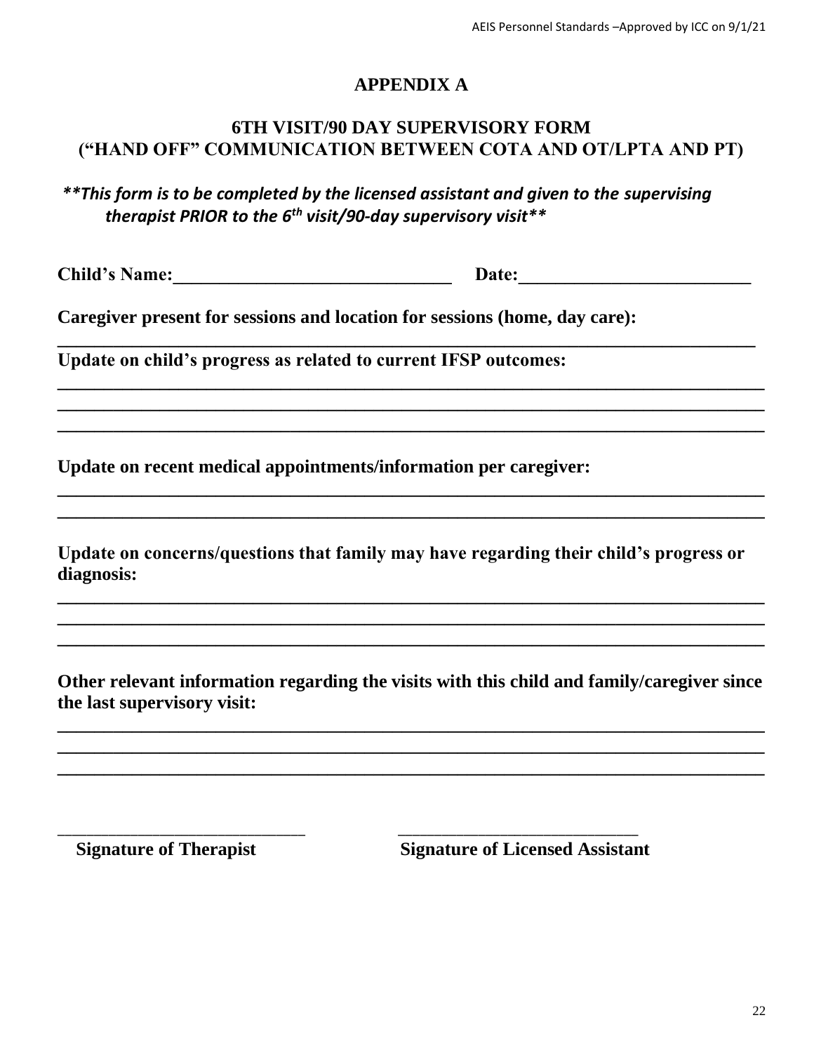# APPENDIX A

## 6TH VISIT/90 DAY SUPERVISORY FORM
## ("HAND OFF" COMMUNICATION BETWEEN COTA AND OT/LPTA AND PT)

***\*\*This form is to be completed by the licensed assistant and given to the supervising therapist PRIOR to the 6th visit/90-day supervisory visit\*\****

**Child's Name:**______________________________ **Date:**_________________________

**Caregiver present for sessions and location for sessions (home, day care):**

_______________________________________________________________________________

**Update on child's progress as related to current IFSP outcomes:**

_______________________________________________________________________________
_______________________________________________________________________________
_______________________________________________________________________________

**Update on recent medical appointments/information per caregiver:**

_______________________________________________________________________________
_______________________________________________________________________________

**Update on concerns/questions that family may have regarding their child's progress or diagnosis:**

_______________________________________________________________________________
_______________________________________________________________________________
_______________________________________________________________________________

**Other relevant information regarding the visits with this child and family/caregiver since the last supervisory visit:**

_______________________________________________________________________________
_______________________________________________________________________________
_______________________________________________________________________________

____________________________ ____________________________

**Signature of Therapist** **Signature of Licensed Assistant**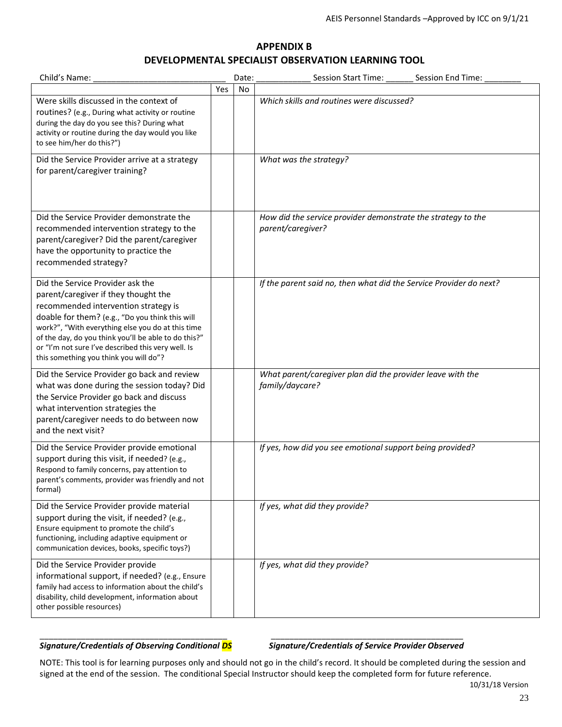## APPENDIX B
## DEVELOPMENTAL SPECIALIST OBSERVATION LEARNING TOOL

Child's Name: _____________________________ Date: ____________ Session Start Time: ______ Session End Time: ________

| | Yes | No | |
|---|---|---|---|
| Were skills discussed in the context of routines? (e.g., During what activity or routine during the day do you see this? During what activity or routine during the day would you like to see him/her do this?") | | | *Which skills and routines were discussed?* |
| Did the Service Provider arrive at a strategy for parent/caregiver training? | | | *What was the strategy?* |
| Did the Service Provider demonstrate the recommended intervention strategy to the parent/caregiver? Did the parent/caregiver have the opportunity to practice the recommended strategy? | | | *How did the service provider demonstrate the strategy to the parent/caregiver?* |
| Did the Service Provider ask the parent/caregiver if they thought the recommended intervention strategy is doable for them? (e.g., "Do you think this will work?", "With everything else you do at this time of the day, do you think you'll be able to do this?" or "I'm not sure I've described this very well. Is this something you think you will do"? | | | *If the parent said no, then what did the Service Provider do next?* |
| Did the Service Provider go back and review what was done during the session today? Did the Service Provider go back and discuss what intervention strategies the parent/caregiver needs to do between now and the next visit? | | | *What parent/caregiver plan did the provider leave with the family/daycare?* |
| Did the Service Provider provide emotional support during this visit, if needed? (e.g., Respond to family concerns, pay attention to parent's comments, provider was friendly and not formal) | | | *If yes, how did you see emotional support being provided?* |
| Did the Service Provider provide material support during the visit, if needed? (e.g., Ensure equipment to promote the child's functioning, including adaptive equipment or communication devices, books, specific toys?) | | | *If yes, what did they provide?* |
| Did the Service Provider provide informational support, if needed? (e.g., Ensure family had access to information about the child's disability, child development, information about other possible resources) | | | *If yes, what did they provide?* |

_____________________________________________ _____________________________________________

***Signature/Credentials of Observing Conditional DS*** ***Signature/Credentials of Service Provider Observed***

NOTE: This tool is for learning purposes only and should not go in the child's record. It should be completed during the session and signed at the end of the session. The conditional Special Instructor should keep the completed form for future reference.

10/31/18 Version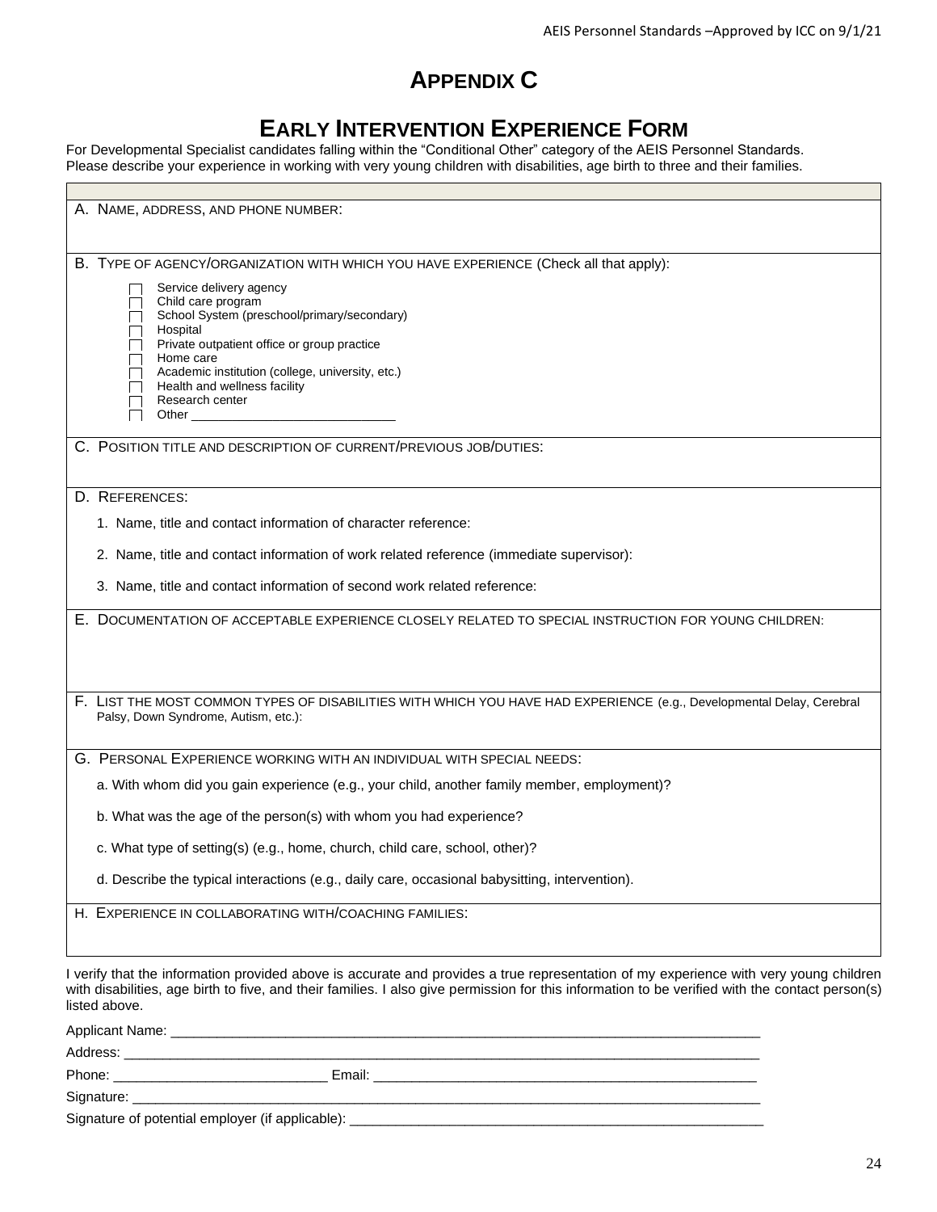# APPENDIX C

## EARLY INTERVENTION EXPERIENCE FORM

For Developmental Specialist candidates falling within the "Conditional Other" category of the AEIS Personnel Standards. Please describe your experience in working with very young children with disabilities, age birth to three and their families.

A. NAME, ADDRESS, AND PHONE NUMBER:

B. TYPE OF AGENCY/ORGANIZATION WITH WHICH YOU HAVE EXPERIENCE (Check all that apply):

- ☐ Service delivery agency
- ☐ Child care program
- ☐ School System (preschool/primary/secondary)
- ☐ Hospital
- ☐ Private outpatient office or group practice
- ☐ Home care
- ☐ Academic institution (college, university, etc.)
- ☐ Health and wellness facility
- ☐ Research center
- ☐ Other ___________________________

C. POSITION TITLE AND DESCRIPTION OF CURRENT/PREVIOUS JOB/DUTIES:

D. REFERENCES:

1. Name, title and contact information of character reference:
2. Name, title and contact information of work related reference (immediate supervisor):
3. Name, title and contact information of second work related reference:

E. DOCUMENTATION OF ACCEPTABLE EXPERIENCE CLOSELY RELATED TO SPECIAL INSTRUCTION FOR YOUNG CHILDREN:

F. LIST THE MOST COMMON TYPES OF DISABILITIES WITH WHICH YOU HAVE HAD EXPERIENCE (e.g., Developmental Delay, Cerebral Palsy, Down Syndrome, Autism, etc.):

G. PERSONAL EXPERIENCE WORKING WITH AN INDIVIDUAL WITH SPECIAL NEEDS:

a. With whom did you gain experience (e.g., your child, another family member, employment)?

b. What was the age of the person(s) with whom you had experience?

c. What type of setting(s) (e.g., home, church, child care, school, other)?

d. Describe the typical interactions (e.g., daily care, occasional babysitting, intervention).

H. EXPERIENCE IN COLLABORATING WITH/COACHING FAMILIES:

I verify that the information provided above is accurate and provides a true representation of my experience with very young children with disabilities, age birth to five, and their families. I also give permission for this information to be verified with the contact person(s) listed above.

Applicant Name: ___________________________________________________________________________

Address: _________________________________________________________________________________

Phone: ___________________________ Email: __________________________________________________

Signature: ________________________________________________________________________________

Signature of potential employer (if applicable): ______________________________________________________